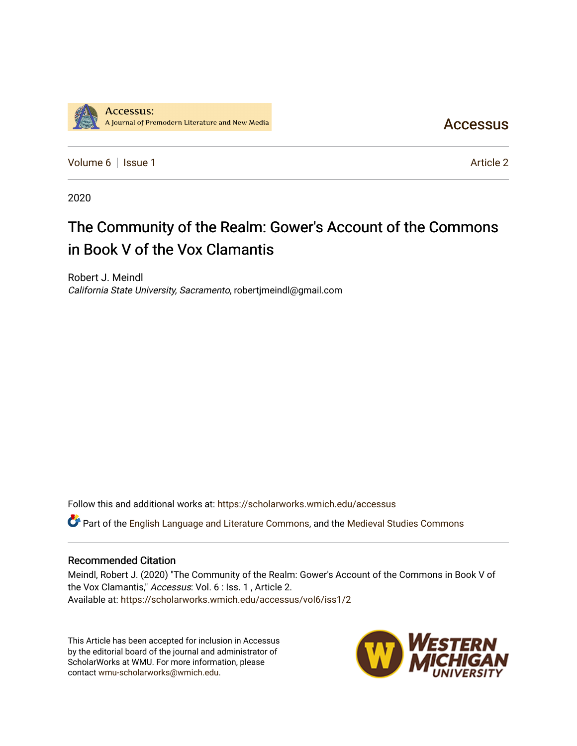Accessus: A Journal of Premodern Literature and New Media

Accessus

Volume 6 | Issue 1 Article 2

2020

# The Community of the Realm: Gower's Account of the Commons in Book V of the Vox Clamantis

Robert J. Meindl
*California State University, Sacramento*, robertjmeindl@gmail.com

Follow this and additional works at: https://scholarworks.wmich.edu/accessus

Part of the English Language and Literature Commons, and the Medieval Studies Commons

## Recommended Citation

Meindl, Robert J. (2020) "The Community of the Realm: Gower's Account of the Commons in Book V of the Vox Clamantis," *Accessus*: Vol. 6 : Iss. 1 , Article 2.
Available at: https://scholarworks.wmich.edu/accessus/vol6/iss1/2

This Article has been accepted for inclusion in Accessus by the editorial board of the journal and administrator of ScholarWorks at WMU. For more information, please contact wmu-scholarworks@wmich.edu.

Western Michigan University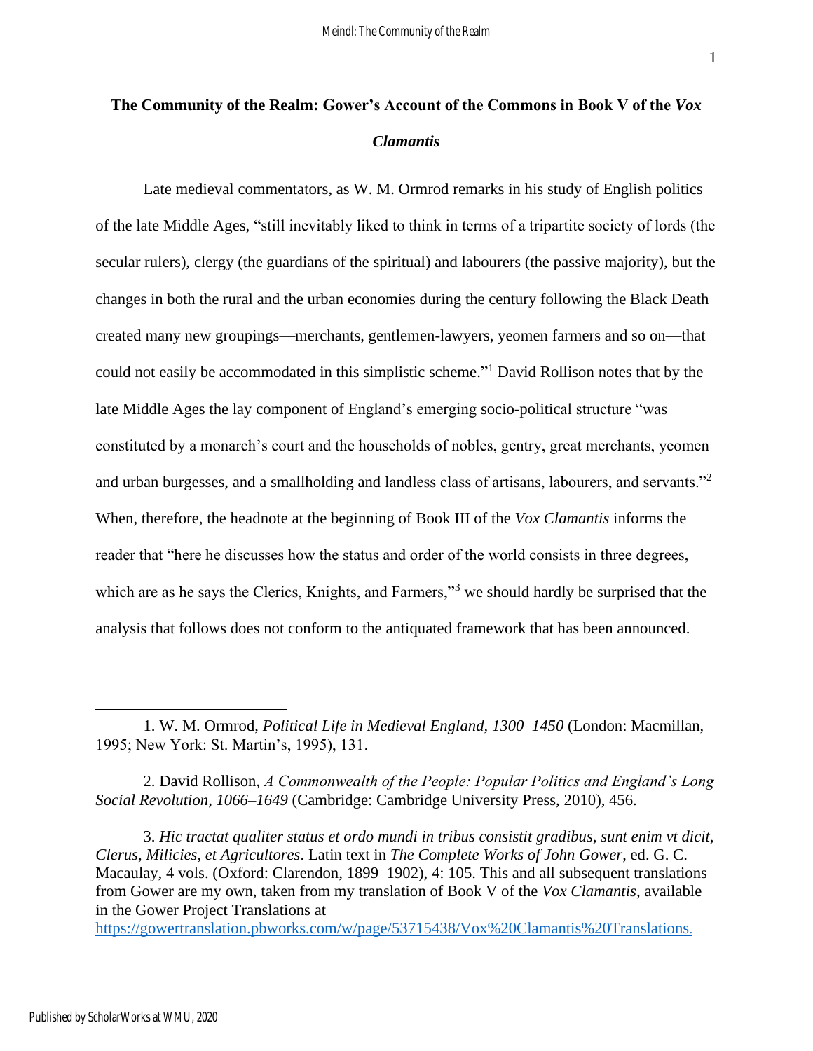# The Community of the Realm: Gower's Account of the Commons in Book V of the *Vox Clamantis*

Late medieval commentators, as W. M. Ormrod remarks in his study of English politics of the late Middle Ages, "still inevitably liked to think in terms of a tripartite society of lords (the secular rulers), clergy (the guardians of the spiritual) and labourers (the passive majority), but the changes in both the rural and the urban economies during the century following the Black Death created many new groupings—merchants, gentlemen-lawyers, yeomen farmers and so on—that could not easily be accommodated in this simplistic scheme."[1] David Rollison notes that by the late Middle Ages the lay component of England's emerging socio-political structure "was constituted by a monarch's court and the households of nobles, gentry, great merchants, yeomen and urban burgesses, and a smallholding and landless class of artisans, labourers, and servants."[2] When, therefore, the headnote at the beginning of Book III of the *Vox Clamantis* informs the reader that "here he discusses how the status and order of the world consists in three degrees, which are as he says the Clerics, Knights, and Farmers,"[3] we should hardly be surprised that the analysis that follows does not conform to the antiquated framework that has been announced.

---

1. W. M. Ormrod, *Political Life in Medieval England, 1300–1450* (London: Macmillan, 1995; New York: St. Martin's, 1995), 131.

2. David Rollison, *A Commonwealth of the People: Popular Politics and England's Long Social Revolution, 1066–1649* (Cambridge: Cambridge University Press, 2010), 456.

3. *Hic tractat qualiter status et ordo mundi in tribus consistit gradibus, sunt enim vt dicit, Clerus, Milicies, et Agricultores*. Latin text in *The Complete Works of John Gower*, ed. G. C. Macaulay, 4 vols. (Oxford: Clarendon, 1899–1902), 4: 105. This and all subsequent translations from Gower are my own, taken from my translation of Book V of the *Vox Clamantis*, available in the Gower Project Translations at https://gowertranslation.pbworks.com/w/page/53715438/Vox%20Clamantis%20Translations.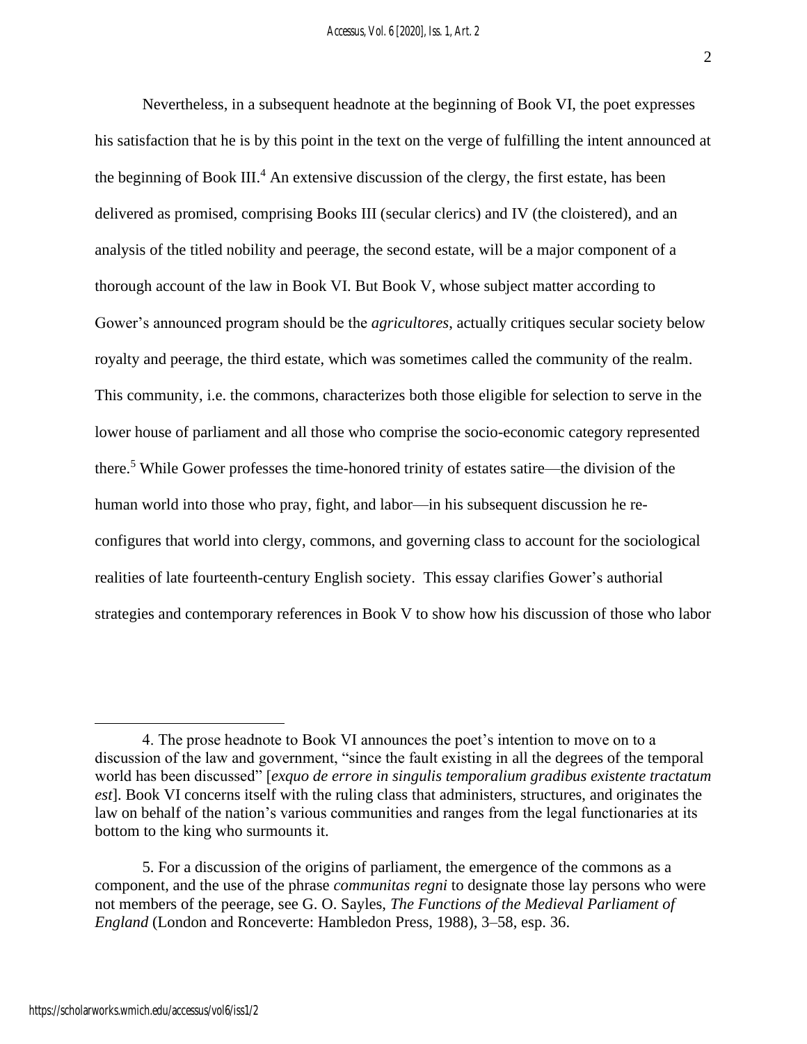Nevertheless, in a subsequent headnote at the beginning of Book VI, the poet expresses his satisfaction that he is by this point in the text on the verge of fulfilling the intent announced at the beginning of Book III.[4] An extensive discussion of the clergy, the first estate, has been delivered as promised, comprising Books III (secular clerics) and IV (the cloistered), and an analysis of the titled nobility and peerage, the second estate, will be a major component of a thorough account of the law in Book VI. But Book V, whose subject matter according to Gower's announced program should be the *agricultores*, actually critiques secular society below royalty and peerage, the third estate, which was sometimes called the community of the realm. This community, i.e. the commons, characterizes both those eligible for selection to serve in the lower house of parliament and all those who comprise the socio-economic category represented there.[5] While Gower professes the time-honored trinity of estates satire—the division of the human world into those who pray, fight, and labor—in his subsequent discussion he re-configures that world into clergy, commons, and governing class to account for the sociological realities of late fourteenth-century English society. This essay clarifies Gower's authorial strategies and contemporary references in Book V to show how his discussion of those who labor

---

4. The prose headnote to Book VI announces the poet's intention to move on to a discussion of the law and government, "since the fault existing in all the degrees of the temporal world has been discussed" [*exquo de errore in singulis temporalium gradibus existente tractatum est*]. Book VI concerns itself with the ruling class that administers, structures, and originates the law on behalf of the nation's various communities and ranges from the legal functionaries at its bottom to the king who surmounts it.

5. For a discussion of the origins of parliament, the emergence of the commons as a component, and the use of the phrase *communitas regni* to designate those lay persons who were not members of the peerage, see G. O. Sayles, *The Functions of the Medieval Parliament of England* (London and Ronceverte: Hambledon Press, 1988), 3–58, esp. 36.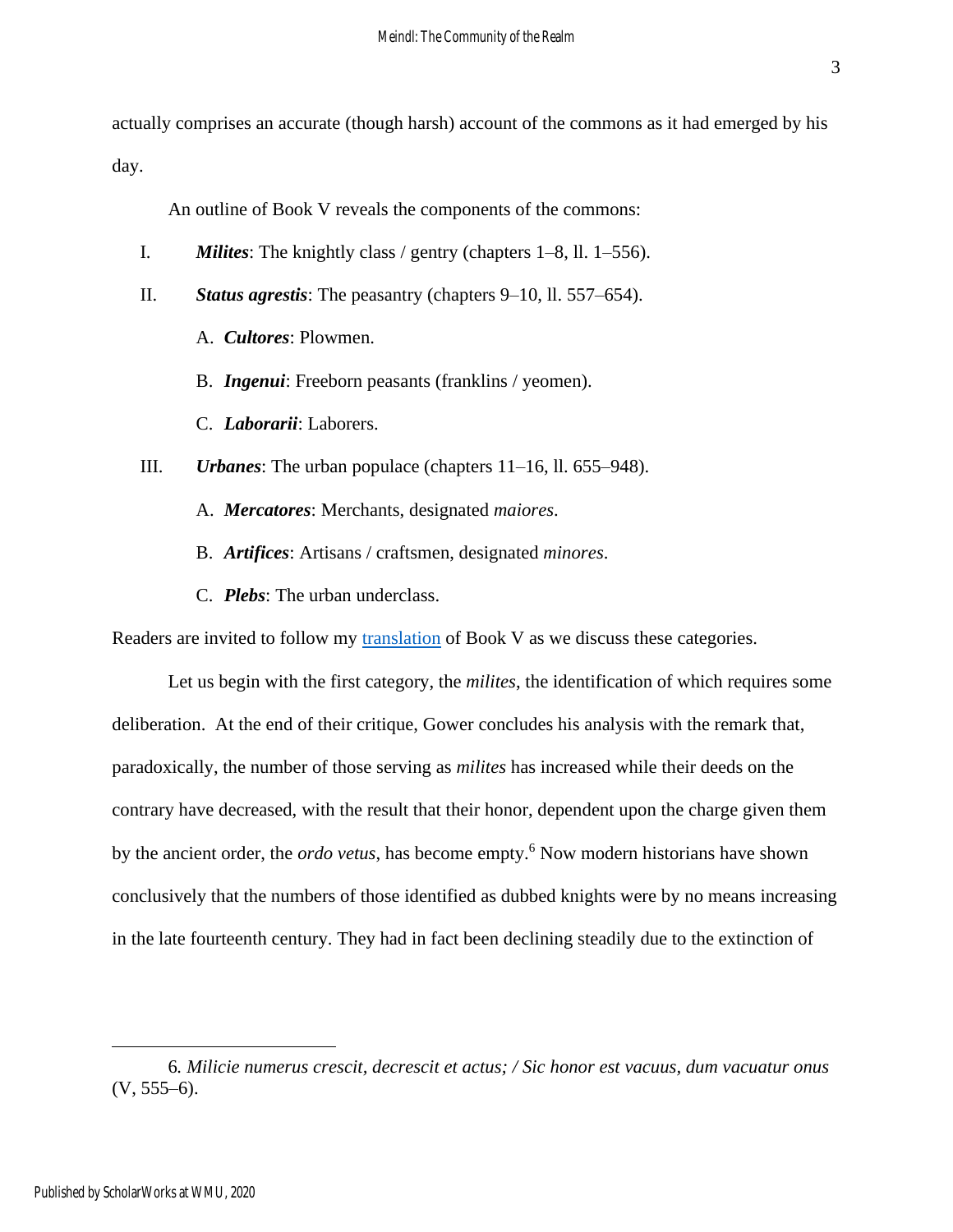actually comprises an accurate (though harsh) account of the commons as it had emerged by his day.

An outline of Book V reveals the components of the commons:

I. ***Milites***: The knightly class / gentry (chapters 1–8, ll. 1–556).

II. ***Status agrestis***: The peasantry (chapters 9–10, ll. 557–654).

  A. ***Cultores***: Plowmen.

  B. ***Ingenui***: Freeborn peasants (franklins / yeomen).

  C. ***Laborarii***: Laborers.

III. ***Urbanes***: The urban populace (chapters 11–16, ll. 655–948).

  A. ***Mercatores***: Merchants, designated *maiores*.

  B. ***Artifices***: Artisans / craftsmen, designated *minores*.

  C. ***Plebs***: The urban underclass.

Readers are invited to follow my translation of Book V as we discuss these categories.

Let us begin with the first category, the *milites*, the identification of which requires some deliberation. At the end of their critique, Gower concludes his analysis with the remark that, paradoxically, the number of those serving as *milites* has increased while their deeds on the contrary have decreased, with the result that their honor, dependent upon the charge given them by the ancient order, the *ordo vetus*, has become empty.[6] Now modern historians have shown conclusively that the numbers of those identified as dubbed knights were by no means increasing in the late fourteenth century. They had in fact been declining steadily due to the extinction of

---

6. *Milicie numerus crescit, decrescit et actus; / Sic honor est vacuus, dum vacuatur onus* (V, 555–6).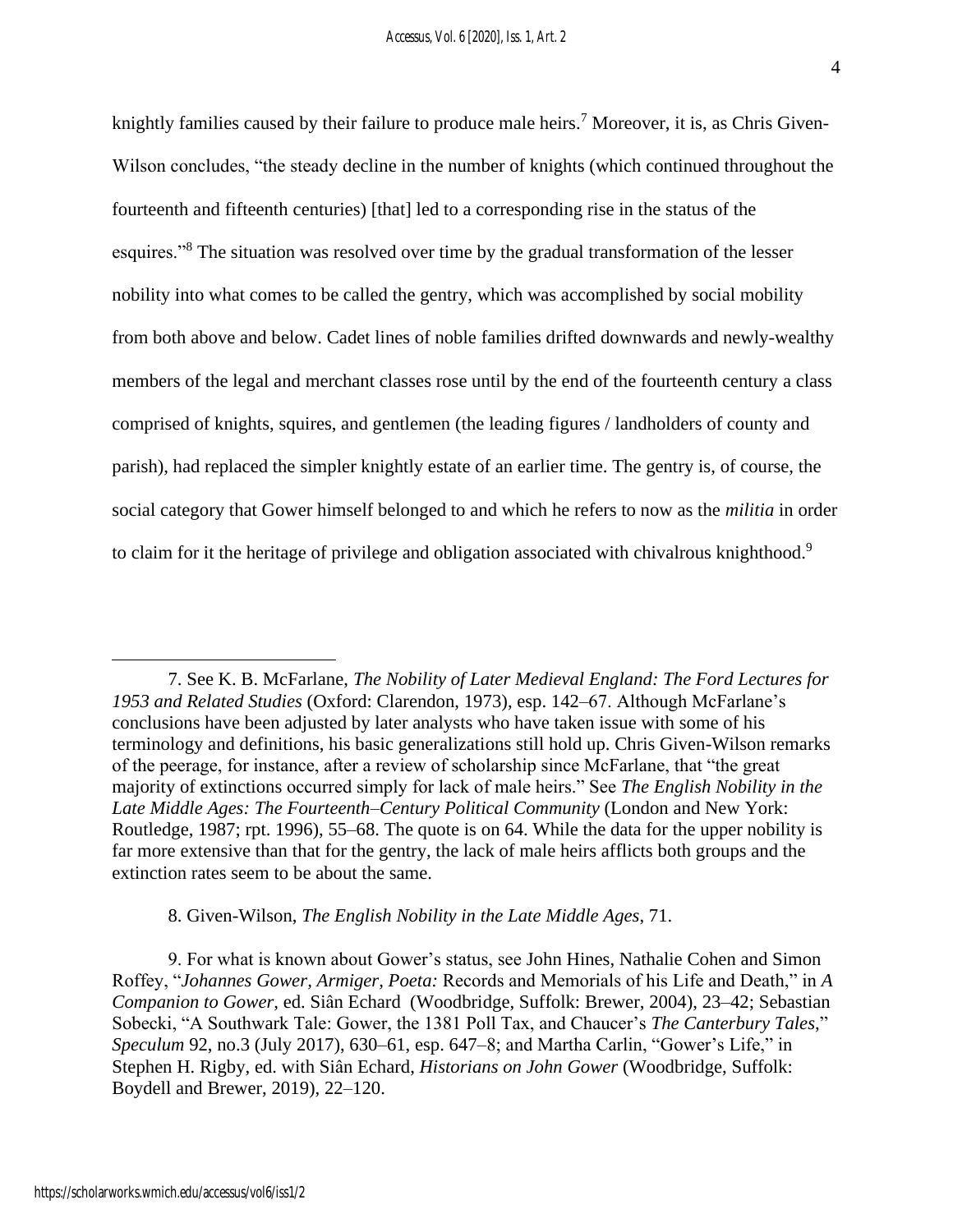knightly families caused by their failure to produce male heirs.[7] Moreover, it is, as Chris Given-Wilson concludes, "the steady decline in the number of knights (which continued throughout the fourteenth and fifteenth centuries) [that] led to a corresponding rise in the status of the esquires."[8] The situation was resolved over time by the gradual transformation of the lesser nobility into what comes to be called the gentry, which was accomplished by social mobility from both above and below. Cadet lines of noble families drifted downwards and newly-wealthy members of the legal and merchant classes rose until by the end of the fourteenth century a class comprised of knights, squires, and gentlemen (the leading figures / landholders of county and parish), had replaced the simpler knightly estate of an earlier time. The gentry is, of course, the social category that Gower himself belonged to and which he refers to now as the *militia* in order to claim for it the heritage of privilege and obligation associated with chivalrous knighthood.[9]

---

7. See K. B. McFarlane, *The Nobility of Later Medieval England: The Ford Lectures for 1953 and Related Studies* (Oxford: Clarendon, 1973), esp. 142–67. Although McFarlane's conclusions have been adjusted by later analysts who have taken issue with some of his terminology and definitions, his basic generalizations still hold up. Chris Given-Wilson remarks of the peerage, for instance, after a review of scholarship since McFarlane, that "the great majority of extinctions occurred simply for lack of male heirs." See *The English Nobility in the Late Middle Ages: The Fourteenth–Century Political Community* (London and New York: Routledge, 1987; rpt. 1996), 55–68. The quote is on 64. While the data for the upper nobility is far more extensive than that for the gentry, the lack of male heirs afflicts both groups and the extinction rates seem to be about the same.

8. Given-Wilson, *The English Nobility in the Late Middle Ages*, 71.

9. For what is known about Gower's status, see John Hines, Nathalie Cohen and Simon Roffey, "*Johannes Gower, Armiger, Poeta:* Records and Memorials of his Life and Death," in *A Companion to Gower*, ed. Siân Echard (Woodbridge, Suffolk: Brewer, 2004), 23–42; Sebastian Sobecki, "A Southwark Tale: Gower, the 1381 Poll Tax, and Chaucer's *The Canterbury Tales*," *Speculum* 92, no.3 (July 2017), 630–61, esp. 647–8; and Martha Carlin, "Gower's Life," in Stephen H. Rigby, ed. with Siân Echard, *Historians on John Gower* (Woodbridge, Suffolk: Boydell and Brewer, 2019), 22–120.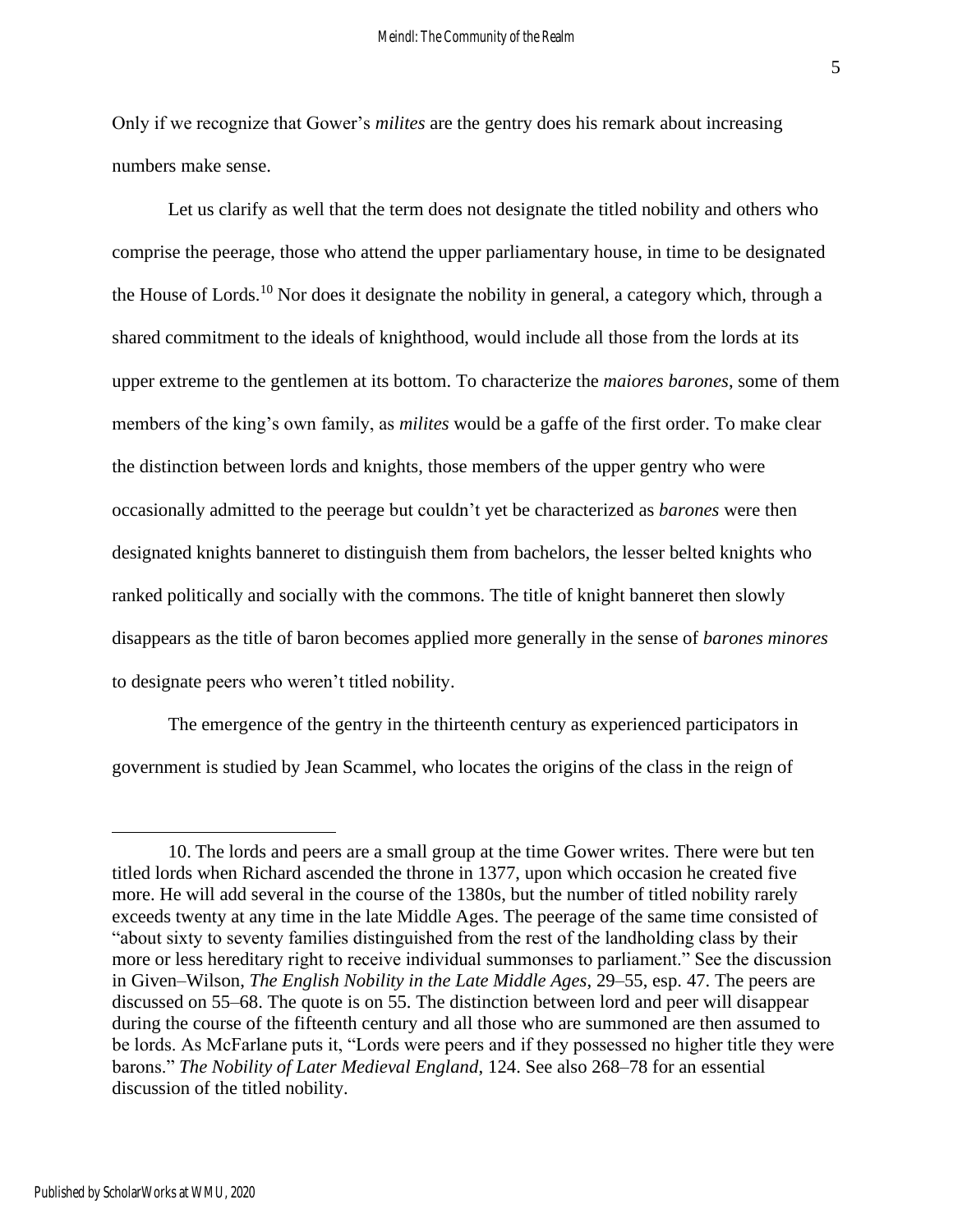Only if we recognize that Gower's *milites* are the gentry does his remark about increasing numbers make sense.

Let us clarify as well that the term does not designate the titled nobility and others who comprise the peerage, those who attend the upper parliamentary house, in time to be designated the House of Lords.[10] Nor does it designate the nobility in general, a category which, through a shared commitment to the ideals of knighthood, would include all those from the lords at its upper extreme to the gentlemen at its bottom. To characterize the *maiores barones*, some of them members of the king's own family, as *milites* would be a gaffe of the first order. To make clear the distinction between lords and knights, those members of the upper gentry who were occasionally admitted to the peerage but couldn't yet be characterized as *barones* were then designated knights banneret to distinguish them from bachelors, the lesser belted knights who ranked politically and socially with the commons. The title of knight banneret then slowly disappears as the title of baron becomes applied more generally in the sense of *barones minores* to designate peers who weren't titled nobility.

The emergence of the gentry in the thirteenth century as experienced participators in government is studied by Jean Scammel, who locates the origins of the class in the reign of

---

10. The lords and peers are a small group at the time Gower writes. There were but ten titled lords when Richard ascended the throne in 1377, upon which occasion he created five more. He will add several in the course of the 1380s, but the number of titled nobility rarely exceeds twenty at any time in the late Middle Ages. The peerage of the same time consisted of "about sixty to seventy families distinguished from the rest of the landholding class by their more or less hereditary right to receive individual summonses to parliament." See the discussion in Given–Wilson, *The English Nobility in the Late Middle Ages*, 29–55, esp. 47. The peers are discussed on 55–68. The quote is on 55. The distinction between lord and peer will disappear during the course of the fifteenth century and all those who are summoned are then assumed to be lords. As McFarlane puts it, "Lords were peers and if they possessed no higher title they were barons." *The Nobility of Later Medieval England*, 124. See also 268–78 for an essential discussion of the titled nobility.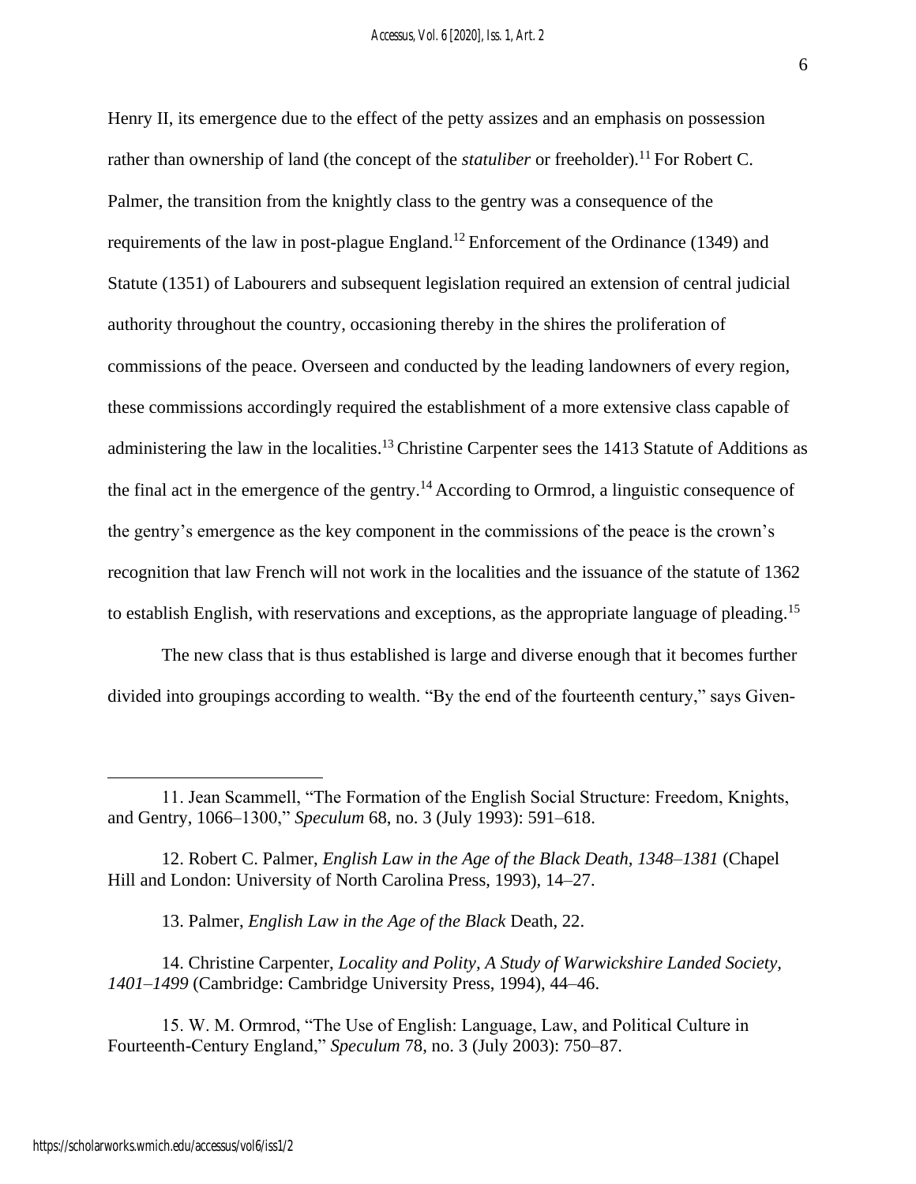Henry II, its emergence due to the effect of the petty assizes and an emphasis on possession rather than ownership of land (the concept of the *statuliber* or freeholder).[11] For Robert C. Palmer, the transition from the knightly class to the gentry was a consequence of the requirements of the law in post-plague England.[12] Enforcement of the Ordinance (1349) and Statute (1351) of Labourers and subsequent legislation required an extension of central judicial authority throughout the country, occasioning thereby in the shires the proliferation of commissions of the peace. Overseen and conducted by the leading landowners of every region, these commissions accordingly required the establishment of a more extensive class capable of administering the law in the localities.[13] Christine Carpenter sees the 1413 Statute of Additions as the final act in the emergence of the gentry.[14] According to Ormrod, a linguistic consequence of the gentry's emergence as the key component in the commissions of the peace is the crown's recognition that law French will not work in the localities and the issuance of the statute of 1362 to establish English, with reservations and exceptions, as the appropriate language of pleading.[15]

The new class that is thus established is large and diverse enough that it becomes further divided into groupings according to wealth. "By the end of the fourteenth century," says Given-

---

11. Jean Scammell, "The Formation of the English Social Structure: Freedom, Knights, and Gentry, 1066–1300," *Speculum* 68, no. 3 (July 1993): 591–618.

12. Robert C. Palmer, *English Law in the Age of the Black Death, 1348–1381* (Chapel Hill and London: University of North Carolina Press, 1993), 14–27.

13. Palmer, *English Law in the Age of the Black* Death, 22.

14. Christine Carpenter, *Locality and Polity, A Study of Warwickshire Landed Society, 1401–1499* (Cambridge: Cambridge University Press, 1994), 44–46.

15. W. M. Ormrod, "The Use of English: Language, Law, and Political Culture in Fourteenth-Century England," *Speculum* 78, no. 3 (July 2003): 750–87.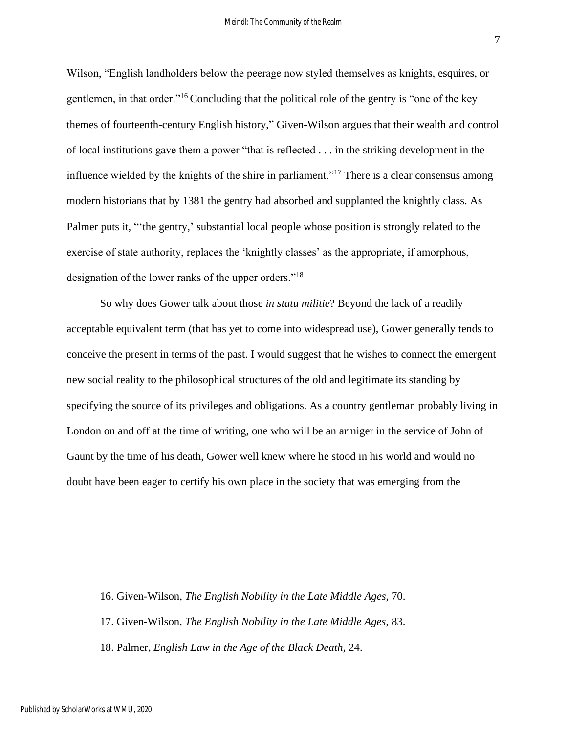Wilson, "English landholders below the peerage now styled themselves as knights, esquires, or gentlemen, in that order."[16] Concluding that the political role of the gentry is "one of the key themes of fourteenth-century English history," Given-Wilson argues that their wealth and control of local institutions gave them a power "that is reflected . . . in the striking development in the influence wielded by the knights of the shire in parliament."[17] There is a clear consensus among modern historians that by 1381 the gentry had absorbed and supplanted the knightly class. As Palmer puts it, "'the gentry,' substantial local people whose position is strongly related to the exercise of state authority, replaces the 'knightly classes' as the appropriate, if amorphous, designation of the lower ranks of the upper orders."[18]

So why does Gower talk about those *in statu militie*? Beyond the lack of a readily acceptable equivalent term (that has yet to come into widespread use), Gower generally tends to conceive the present in terms of the past. I would suggest that he wishes to connect the emergent new social reality to the philosophical structures of the old and legitimate its standing by specifying the source of its privileges and obligations. As a country gentleman probably living in London on and off at the time of writing, one who will be an armiger in the service of John of Gaunt by the time of his death, Gower well knew where he stood in his world and would no doubt have been eager to certify his own place in the society that was emerging from the

---

16. Given-Wilson, *The English Nobility in the Late Middle Ages*, 70.

17. Given-Wilson, *The English Nobility in the Late Middle Ages*, 83.

18. Palmer, *English Law in the Age of the Black Death,* 24.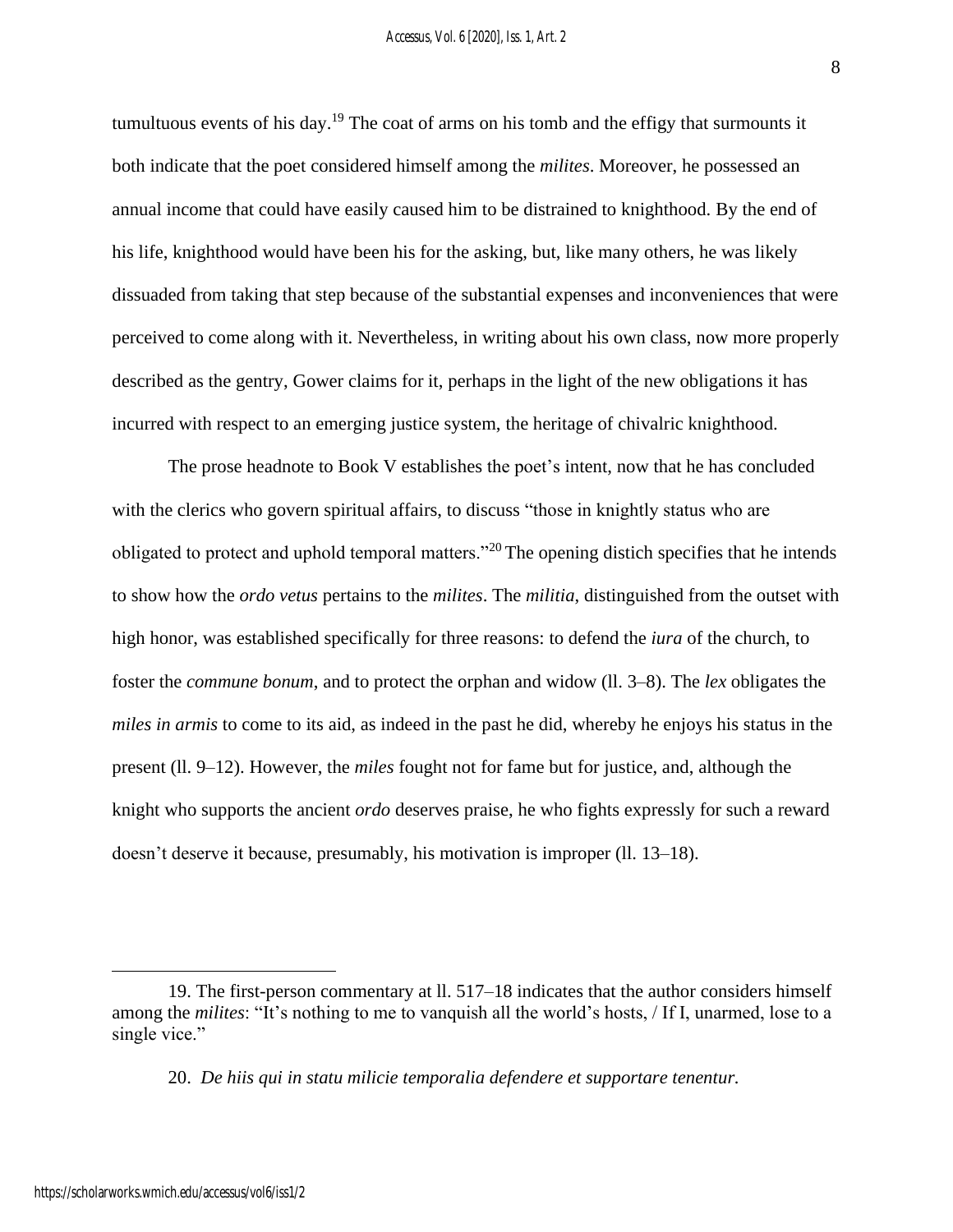tumultuous events of his day.[19] The coat of arms on his tomb and the effigy that surmounts it both indicate that the poet considered himself among the *milites*. Moreover, he possessed an annual income that could have easily caused him to be distrained to knighthood. By the end of his life, knighthood would have been his for the asking, but, like many others, he was likely dissuaded from taking that step because of the substantial expenses and inconveniences that were perceived to come along with it. Nevertheless, in writing about his own class, now more properly described as the gentry, Gower claims for it, perhaps in the light of the new obligations it has incurred with respect to an emerging justice system, the heritage of chivalric knighthood.

The prose headnote to Book V establishes the poet's intent, now that he has concluded with the clerics who govern spiritual affairs, to discuss "those in knightly status who are obligated to protect and uphold temporal matters."[20] The opening distich specifies that he intends to show how the *ordo vetus* pertains to the *milites*. The *militia*, distinguished from the outset with high honor, was established specifically for three reasons: to defend the *iura* of the church, to foster the *commune bonum*, and to protect the orphan and widow (ll. 3–8). The *lex* obligates the *miles in armis* to come to its aid, as indeed in the past he did, whereby he enjoys his status in the present (ll. 9–12). However, the *miles* fought not for fame but for justice, and, although the knight who supports the ancient *ordo* deserves praise, he who fights expressly for such a reward doesn't deserve it because, presumably, his motivation is improper (ll. 13–18).

---

19. The first-person commentary at ll. 517–18 indicates that the author considers himself among the *milites*: "It's nothing to me to vanquish all the world's hosts, / If I, unarmed, lose to a single vice."

20. *De hiis qui in statu milicie temporalia defendere et supportare tenentur.*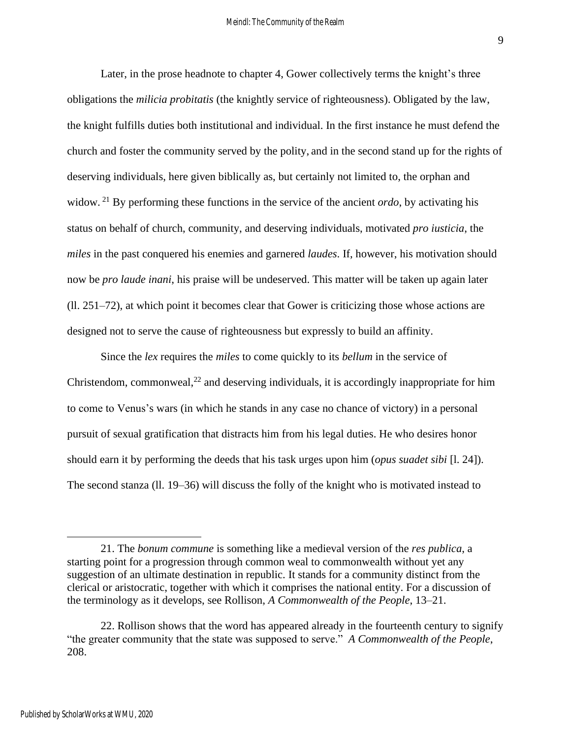Later, in the prose headnote to chapter 4, Gower collectively terms the knight's three obligations the *milicia probitatis* (the knightly service of righteousness). Obligated by the law, the knight fulfills duties both institutional and individual. In the first instance he must defend the church and foster the community served by the polity, and in the second stand up for the rights of deserving individuals, here given biblically as, but certainly not limited to, the orphan and widow. [21] By performing these functions in the service of the ancient *ordo*, by activating his status on behalf of church, community, and deserving individuals, motivated *pro iusticia*, the *miles* in the past conquered his enemies and garnered *laudes*. If, however, his motivation should now be *pro laude inani*, his praise will be undeserved. This matter will be taken up again later (ll. 251–72), at which point it becomes clear that Gower is criticizing those whose actions are designed not to serve the cause of righteousness but expressly to build an affinity.

Since the *lex* requires the *miles* to come quickly to its *bellum* in the service of Christendom, commonweal,[22] and deserving individuals, it is accordingly inappropriate for him to come to Venus's wars (in which he stands in any case no chance of victory) in a personal pursuit of sexual gratification that distracts him from his legal duties. He who desires honor should earn it by performing the deeds that his task urges upon him (*opus suadet sibi* [l. 24]). The second stanza (ll. 19–36) will discuss the folly of the knight who is motivated instead to

---

21. The *bonum commune* is something like a medieval version of the *res publica*, a starting point for a progression through common weal to commonwealth without yet any suggestion of an ultimate destination in republic. It stands for a community distinct from the clerical or aristocratic, together with which it comprises the national entity. For a discussion of the terminology as it develops, see Rollison, *A Commonwealth of the People*, 13–21.

22. Rollison shows that the word has appeared already in the fourteenth century to signify "the greater community that the state was supposed to serve." *A Commonwealth of the People*, 208.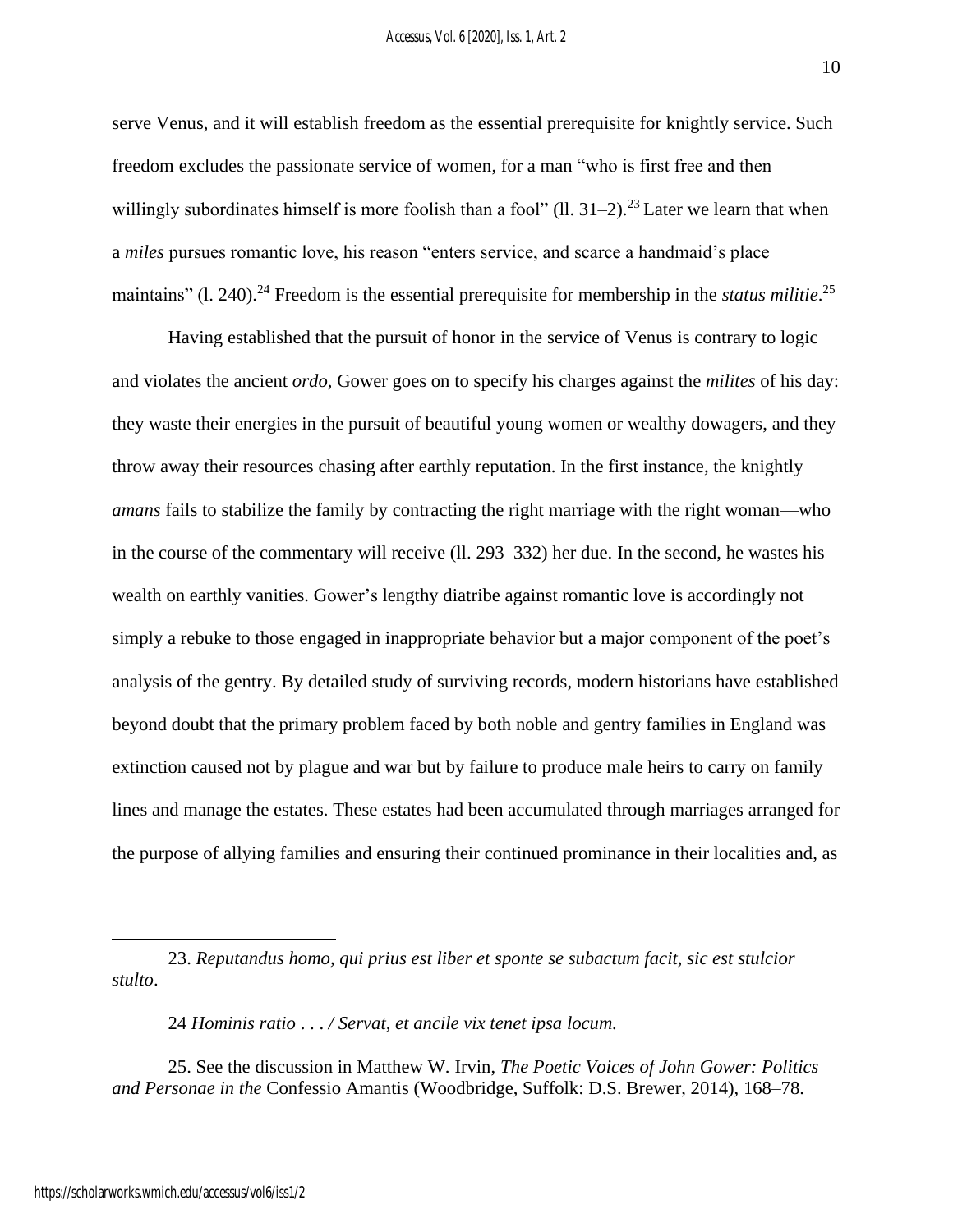serve Venus, and it will establish freedom as the essential prerequisite for knightly service. Such freedom excludes the passionate service of women, for a man "who is first free and then willingly subordinates himself is more foolish than a fool" (ll. 31–2).[23] Later we learn that when a *miles* pursues romantic love, his reason "enters service, and scarce a handmaid's place maintains" (l. 240).[24] Freedom is the essential prerequisite for membership in the *status militie*.[25]

Having established that the pursuit of honor in the service of Venus is contrary to logic and violates the ancient *ordo*, Gower goes on to specify his charges against the *milites* of his day: they waste their energies in the pursuit of beautiful young women or wealthy dowagers, and they throw away their resources chasing after earthly reputation. In the first instance, the knightly *amans* fails to stabilize the family by contracting the right marriage with the right woman—who in the course of the commentary will receive (ll. 293–332) her due. In the second, he wastes his wealth on earthly vanities. Gower's lengthy diatribe against romantic love is accordingly not simply a rebuke to those engaged in inappropriate behavior but a major component of the poet's analysis of the gentry. By detailed study of surviving records, modern historians have established beyond doubt that the primary problem faced by both noble and gentry families in England was extinction caused not by plague and war but by failure to produce male heirs to carry on family lines and manage the estates. These estates had been accumulated through marriages arranged for the purpose of allying families and ensuring their continued prominance in their localities and, as

---

23. *Reputandus homo, qui prius est liber et sponte se subactum facit, sic est stulcior stulto*.

24 *Hominis ratio . . . / Servat, et ancile vix tenet ipsa locum.*

25. See the discussion in Matthew W. Irvin, *The Poetic Voices of John Gower: Politics and Personae in the* Confessio Amantis (Woodbridge, Suffolk: D.S. Brewer, 2014), 168–78.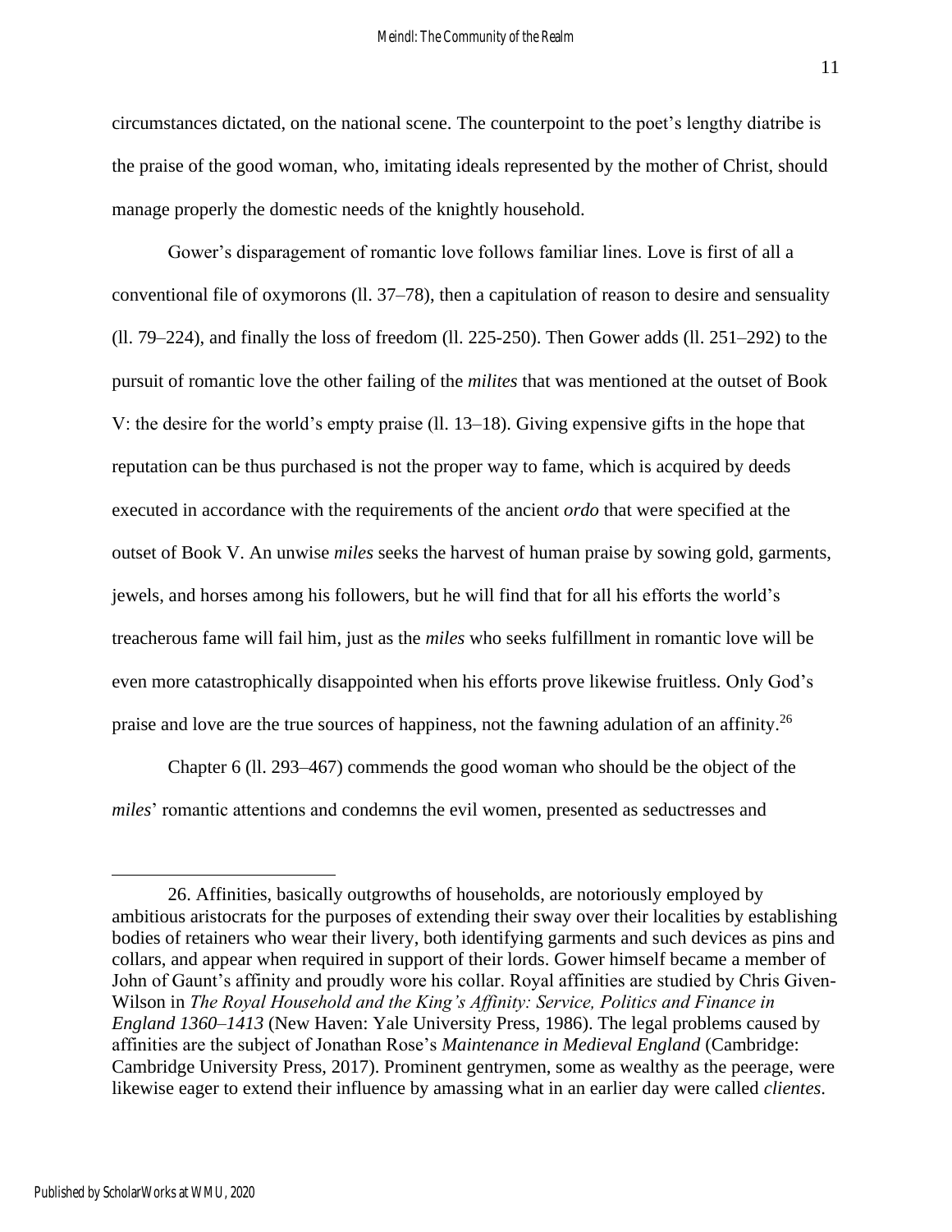circumstances dictated, on the national scene. The counterpoint to the poet's lengthy diatribe is the praise of the good woman, who, imitating ideals represented by the mother of Christ, should manage properly the domestic needs of the knightly household.

Gower's disparagement of romantic love follows familiar lines. Love is first of all a conventional file of oxymorons (ll. 37–78), then a capitulation of reason to desire and sensuality (ll. 79–224), and finally the loss of freedom (ll. 225-250). Then Gower adds (ll. 251–292) to the pursuit of romantic love the other failing of the *milites* that was mentioned at the outset of Book V: the desire for the world's empty praise (ll. 13–18). Giving expensive gifts in the hope that reputation can be thus purchased is not the proper way to fame, which is acquired by deeds executed in accordance with the requirements of the ancient *ordo* that were specified at the outset of Book V. An unwise *miles* seeks the harvest of human praise by sowing gold, garments, jewels, and horses among his followers, but he will find that for all his efforts the world's treacherous fame will fail him, just as the *miles* who seeks fulfillment in romantic love will be even more catastrophically disappointed when his efforts prove likewise fruitless. Only God's praise and love are the true sources of happiness, not the fawning adulation of an affinity.[26]

Chapter 6 (ll. 293–467) commends the good woman who should be the object of the *miles*' romantic attentions and condemns the evil women, presented as seductresses and

---

26. Affinities, basically outgrowths of households, are notoriously employed by ambitious aristocrats for the purposes of extending their sway over their localities by establishing bodies of retainers who wear their livery, both identifying garments and such devices as pins and collars, and appear when required in support of their lords. Gower himself became a member of John of Gaunt's affinity and proudly wore his collar. Royal affinities are studied by Chris Given-Wilson in *The Royal Household and the King's Affinity: Service, Politics and Finance in England 1360–1413* (New Haven: Yale University Press, 1986). The legal problems caused by affinities are the subject of Jonathan Rose's *Maintenance in Medieval England* (Cambridge: Cambridge University Press, 2017). Prominent gentrymen, some as wealthy as the peerage, were likewise eager to extend their influence by amassing what in an earlier day were called *clientes*.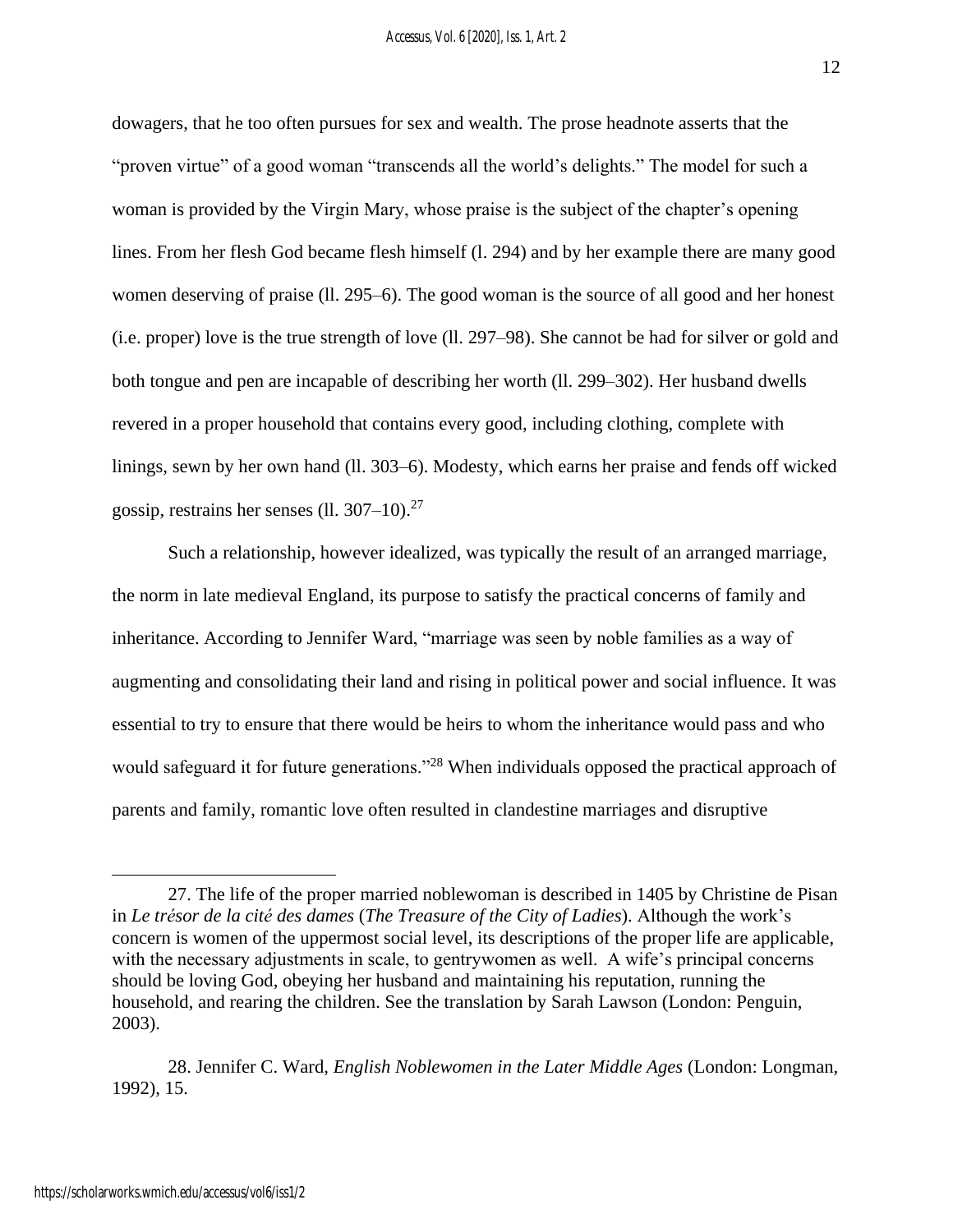dowagers, that he too often pursues for sex and wealth. The prose headnote asserts that the "proven virtue" of a good woman "transcends all the world's delights." The model for such a woman is provided by the Virgin Mary, whose praise is the subject of the chapter's opening lines. From her flesh God became flesh himself (l. 294) and by her example there are many good women deserving of praise (ll. 295–6). The good woman is the source of all good and her honest (i.e. proper) love is the true strength of love (ll. 297–98). She cannot be had for silver or gold and both tongue and pen are incapable of describing her worth (ll. 299–302). Her husband dwells revered in a proper household that contains every good, including clothing, complete with linings, sewn by her own hand (ll. 303–6). Modesty, which earns her praise and fends off wicked gossip, restrains her senses (ll. 307–10).[27]

Such a relationship, however idealized, was typically the result of an arranged marriage, the norm in late medieval England, its purpose to satisfy the practical concerns of family and inheritance. According to Jennifer Ward, "marriage was seen by noble families as a way of augmenting and consolidating their land and rising in political power and social influence. It was essential to try to ensure that there would be heirs to whom the inheritance would pass and who would safeguard it for future generations."[28] When individuals opposed the practical approach of parents and family, romantic love often resulted in clandestine marriages and disruptive

---

27. The life of the proper married noblewoman is described in 1405 by Christine de Pisan in *Le trésor de la cité des dames* (*The Treasure of the City of Ladies*). Although the work's concern is women of the uppermost social level, its descriptions of the proper life are applicable, with the necessary adjustments in scale, to gentrywomen as well. A wife's principal concerns should be loving God, obeying her husband and maintaining his reputation, running the household, and rearing the children. See the translation by Sarah Lawson (London: Penguin, 2003).

28. Jennifer C. Ward, *English Noblewomen in the Later Middle Ages* (London: Longman, 1992), 15.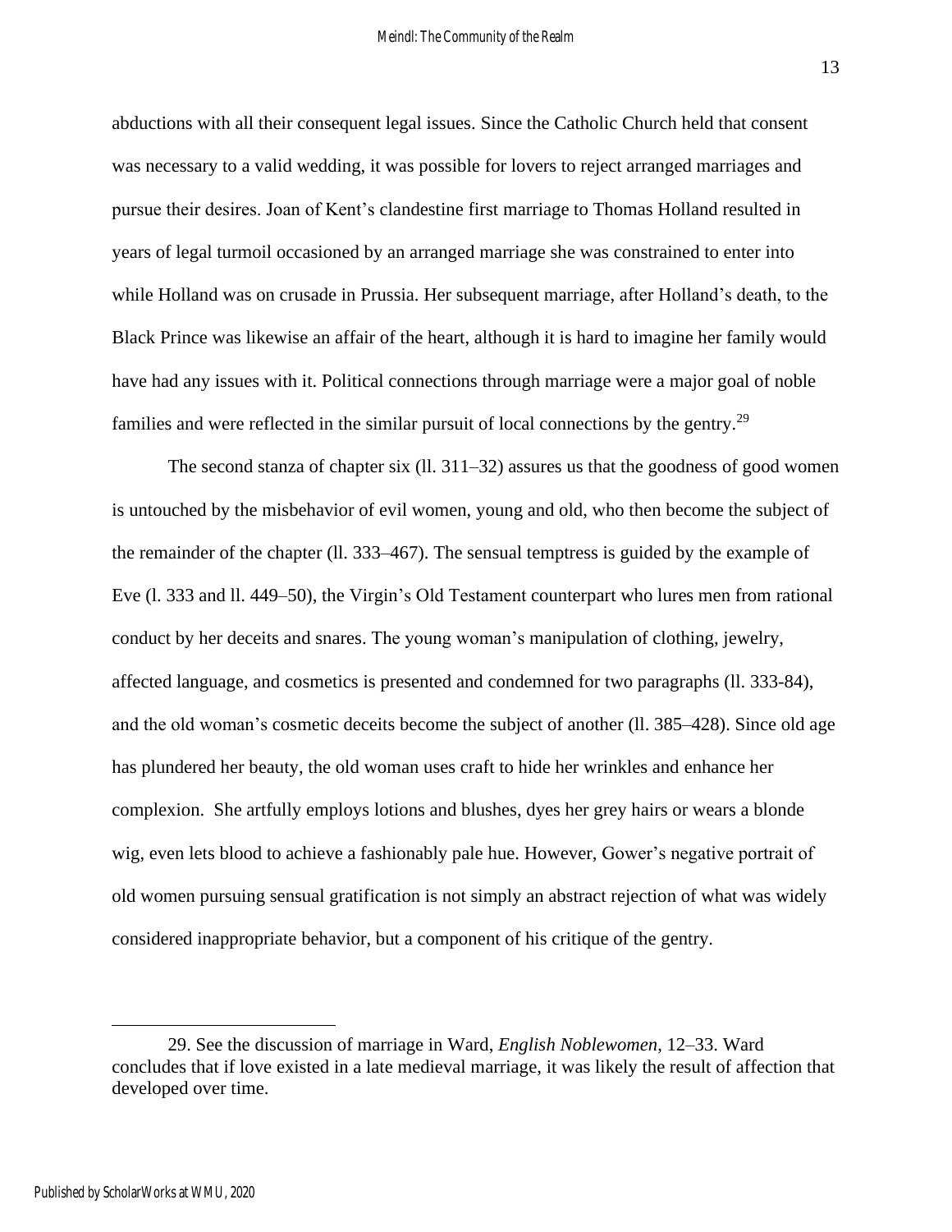abductions with all their consequent legal issues. Since the Catholic Church held that consent was necessary to a valid wedding, it was possible for lovers to reject arranged marriages and pursue their desires. Joan of Kent's clandestine first marriage to Thomas Holland resulted in years of legal turmoil occasioned by an arranged marriage she was constrained to enter into while Holland was on crusade in Prussia. Her subsequent marriage, after Holland's death, to the Black Prince was likewise an affair of the heart, although it is hard to imagine her family would have had any issues with it. Political connections through marriage were a major goal of noble families and were reflected in the similar pursuit of local connections by the gentry.[29]

The second stanza of chapter six (ll. 311–32) assures us that the goodness of good women is untouched by the misbehavior of evil women, young and old, who then become the subject of the remainder of the chapter (ll. 333–467). The sensual temptress is guided by the example of Eve (l. 333 and ll. 449–50), the Virgin's Old Testament counterpart who lures men from rational conduct by her deceits and snares. The young woman's manipulation of clothing, jewelry, affected language, and cosmetics is presented and condemned for two paragraphs (ll. 333-84), and the old woman's cosmetic deceits become the subject of another (ll. 385–428). Since old age has plundered her beauty, the old woman uses craft to hide her wrinkles and enhance her complexion. She artfully employs lotions and blushes, dyes her grey hairs or wears a blonde wig, even lets blood to achieve a fashionably pale hue. However, Gower's negative portrait of old women pursuing sensual gratification is not simply an abstract rejection of what was widely considered inappropriate behavior, but a component of his critique of the gentry.

---

29. See the discussion of marriage in Ward, *English Noblewomen*, 12–33. Ward concludes that if love existed in a late medieval marriage, it was likely the result of affection that developed over time.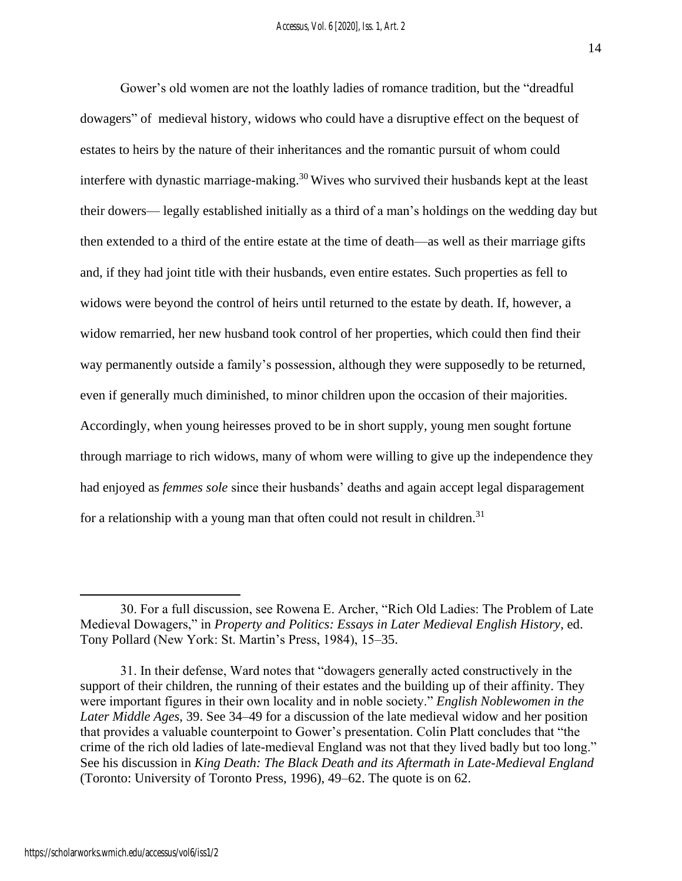Gower's old women are not the loathly ladies of romance tradition, but the "dreadful dowagers" of medieval history, widows who could have a disruptive effect on the bequest of estates to heirs by the nature of their inheritances and the romantic pursuit of whom could interfere with dynastic marriage-making.[30] Wives who survived their husbands kept at the least their dowers— legally established initially as a third of a man's holdings on the wedding day but then extended to a third of the entire estate at the time of death—as well as their marriage gifts and, if they had joint title with their husbands, even entire estates. Such properties as fell to widows were beyond the control of heirs until returned to the estate by death. If, however, a widow remarried, her new husband took control of her properties, which could then find their way permanently outside a family's possession, although they were supposedly to be returned, even if generally much diminished, to minor children upon the occasion of their majorities. Accordingly, when young heiresses proved to be in short supply, young men sought fortune through marriage to rich widows, many of whom were willing to give up the independence they had enjoyed as *femmes sole* since their husbands' deaths and again accept legal disparagement for a relationship with a young man that often could not result in children.[31]

---

30. For a full discussion, see Rowena E. Archer, "Rich Old Ladies: The Problem of Late Medieval Dowagers," in *Property and Politics: Essays in Later Medieval English History*, ed. Tony Pollard (New York: St. Martin's Press, 1984), 15–35.

31. In their defense, Ward notes that "dowagers generally acted constructively in the support of their children, the running of their estates and the building up of their affinity. They were important figures in their own locality and in noble society." *English Noblewomen in the Later Middle Ages*, 39. See 34–49 for a discussion of the late medieval widow and her position that provides a valuable counterpoint to Gower's presentation. Colin Platt concludes that "the crime of the rich old ladies of late-medieval England was not that they lived badly but too long." See his discussion in *King Death: The Black Death and its Aftermath in Late-Medieval England* (Toronto: University of Toronto Press, 1996), 49–62. The quote is on 62.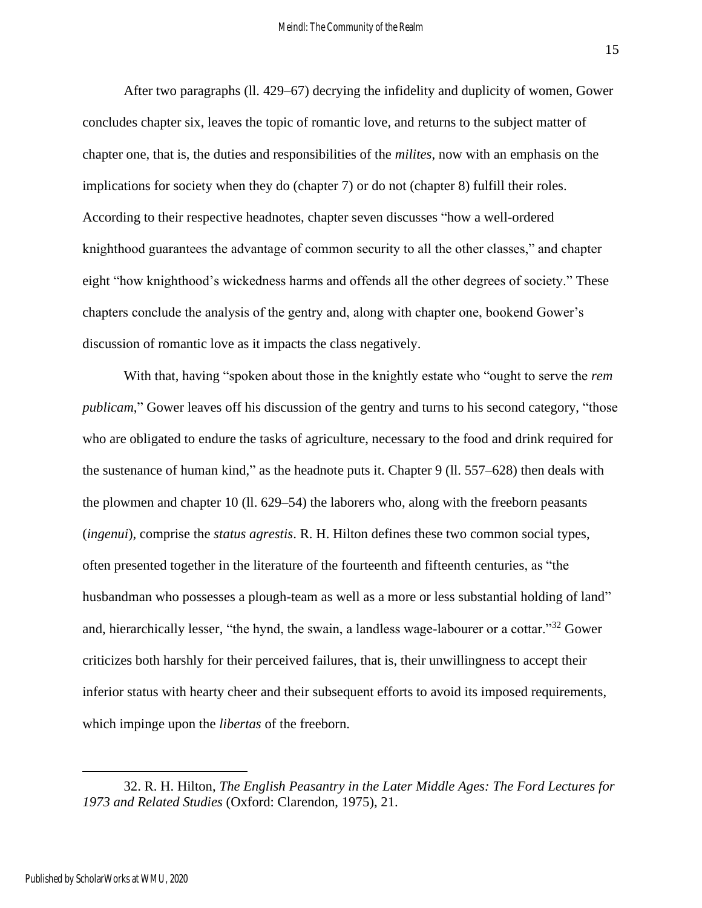After two paragraphs (ll. 429–67) decrying the infidelity and duplicity of women, Gower concludes chapter six, leaves the topic of romantic love, and returns to the subject matter of chapter one, that is, the duties and responsibilities of the *milites*, now with an emphasis on the implications for society when they do (chapter 7) or do not (chapter 8) fulfill their roles. According to their respective headnotes, chapter seven discusses "how a well-ordered knighthood guarantees the advantage of common security to all the other classes," and chapter eight "how knighthood's wickedness harms and offends all the other degrees of society." These chapters conclude the analysis of the gentry and, along with chapter one, bookend Gower's discussion of romantic love as it impacts the class negatively.

With that, having "spoken about those in the knightly estate who "ought to serve the *rem publicam*," Gower leaves off his discussion of the gentry and turns to his second category, "those who are obligated to endure the tasks of agriculture, necessary to the food and drink required for the sustenance of human kind," as the headnote puts it. Chapter 9 (ll. 557–628) then deals with the plowmen and chapter 10 (ll. 629–54) the laborers who, along with the freeborn peasants (*ingenui*), comprise the *status agrestis*. R. H. Hilton defines these two common social types, often presented together in the literature of the fourteenth and fifteenth centuries, as "the husbandman who possesses a plough-team as well as a more or less substantial holding of land" and, hierarchically lesser, "the hynd, the swain, a landless wage-labourer or a cottar."[32] Gower criticizes both harshly for their perceived failures, that is, their unwillingness to accept their inferior status with hearty cheer and their subsequent efforts to avoid its imposed requirements, which impinge upon the *libertas* of the freeborn.

---

32. R. H. Hilton, *The English Peasantry in the Later Middle Ages: The Ford Lectures for 1973 and Related Studies* (Oxford: Clarendon, 1975), 21.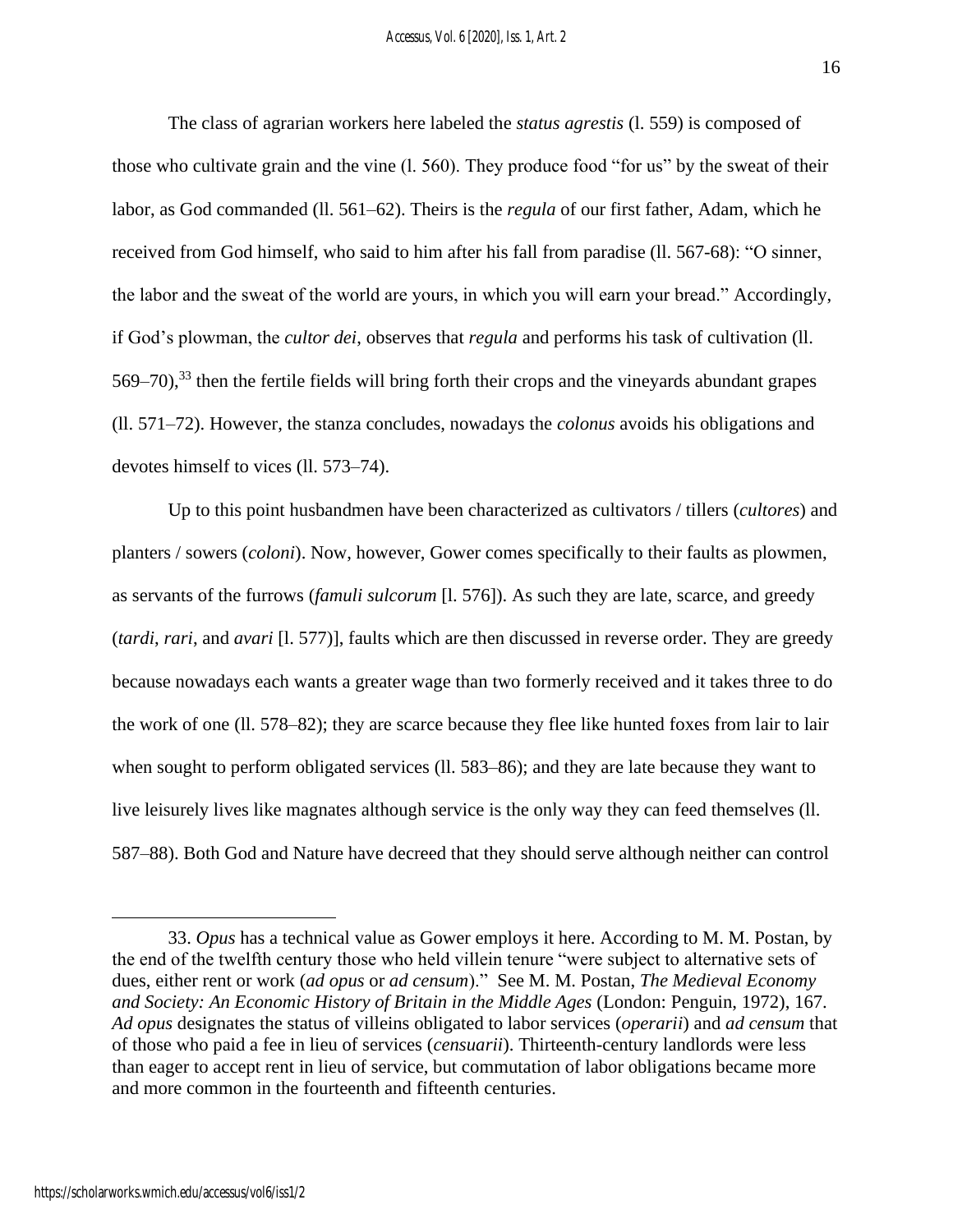The class of agrarian workers here labeled the *status agrestis* (l. 559) is composed of those who cultivate grain and the vine (l. 560). They produce food "for us" by the sweat of their labor, as God commanded (ll. 561–62). Theirs is the *regula* of our first father, Adam, which he received from God himself, who said to him after his fall from paradise (ll. 567-68): "O sinner, the labor and the sweat of the world are yours, in which you will earn your bread." Accordingly, if God's plowman, the *cultor dei*, observes that *regula* and performs his task of cultivation (ll. 569–70),[33] then the fertile fields will bring forth their crops and the vineyards abundant grapes (ll. 571–72). However, the stanza concludes, nowadays the *colonus* avoids his obligations and devotes himself to vices (ll. 573–74).

Up to this point husbandmen have been characterized as cultivators / tillers (*cultores*) and planters / sowers (*coloni*). Now, however, Gower comes specifically to their faults as plowmen, as servants of the furrows (*famuli sulcorum* [l. 576]). As such they are late, scarce, and greedy (*tardi*, *rari*, and *avari* [l. 577)], faults which are then discussed in reverse order. They are greedy because nowadays each wants a greater wage than two formerly received and it takes three to do the work of one (ll. 578–82); they are scarce because they flee like hunted foxes from lair to lair when sought to perform obligated services (ll. 583–86); and they are late because they want to live leisurely lives like magnates although service is the only way they can feed themselves (ll. 587–88). Both God and Nature have decreed that they should serve although neither can control

---

33. *Opus* has a technical value as Gower employs it here. According to M. M. Postan, by the end of the twelfth century those who held villein tenure "were subject to alternative sets of dues, either rent or work (*ad opus* or *ad censum*)." See M. M. Postan, *The Medieval Economy and Society: An Economic History of Britain in the Middle Ages* (London: Penguin, 1972), 167. *Ad opus* designates the status of villeins obligated to labor services (*operarii*) and *ad censum* that of those who paid a fee in lieu of services (*censuarii*). Thirteenth-century landlords were less than eager to accept rent in lieu of service, but commutation of labor obligations became more and more common in the fourteenth and fifteenth centuries.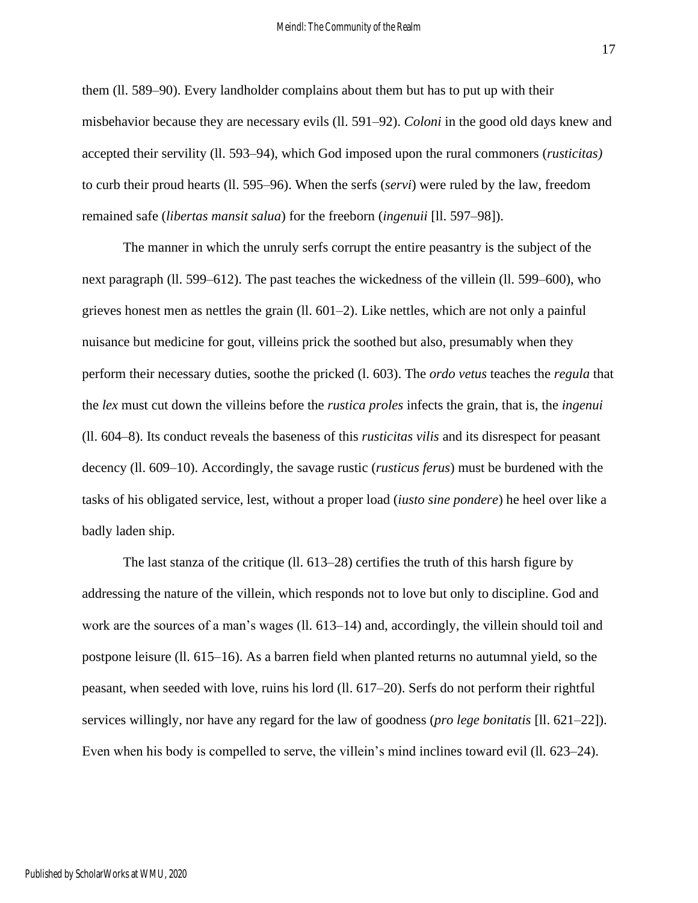them (ll. 589–90). Every landholder complains about them but has to put up with their misbehavior because they are necessary evils (ll. 591–92). *Coloni* in the good old days knew and accepted their servility (ll. 593–94), which God imposed upon the rural commoners (*rusticitas)* to curb their proud hearts (ll. 595–96). When the serfs (*servi*) were ruled by the law, freedom remained safe (*libertas mansit salua*) for the freeborn (*ingenuii* [ll. 597–98]).

The manner in which the unruly serfs corrupt the entire peasantry is the subject of the next paragraph (ll. 599–612). The past teaches the wickedness of the villein (ll. 599–600), who grieves honest men as nettles the grain (ll. 601–2). Like nettles, which are not only a painful nuisance but medicine for gout, villeins prick the soothed but also, presumably when they perform their necessary duties, soothe the pricked (l. 603). The *ordo vetus* teaches the *regula* that the *lex* must cut down the villeins before the *rustica proles* infects the grain, that is, the *ingenui* (ll. 604–8). Its conduct reveals the baseness of this *rusticitas vilis* and its disrespect for peasant decency (ll. 609–10). Accordingly, the savage rustic (*rusticus ferus*) must be burdened with the tasks of his obligated service, lest, without a proper load (*iusto sine pondere*) he heel over like a badly laden ship.

The last stanza of the critique (ll. 613–28) certifies the truth of this harsh figure by addressing the nature of the villein, which responds not to love but only to discipline. God and work are the sources of a man's wages (ll. 613–14) and, accordingly, the villein should toil and postpone leisure (ll. 615–16). As a barren field when planted returns no autumnal yield, so the peasant, when seeded with love, ruins his lord (ll. 617–20). Serfs do not perform their rightful services willingly, nor have any regard for the law of goodness (*pro lege bonitatis* [ll. 621–22]). Even when his body is compelled to serve, the villein's mind inclines toward evil (ll. 623–24).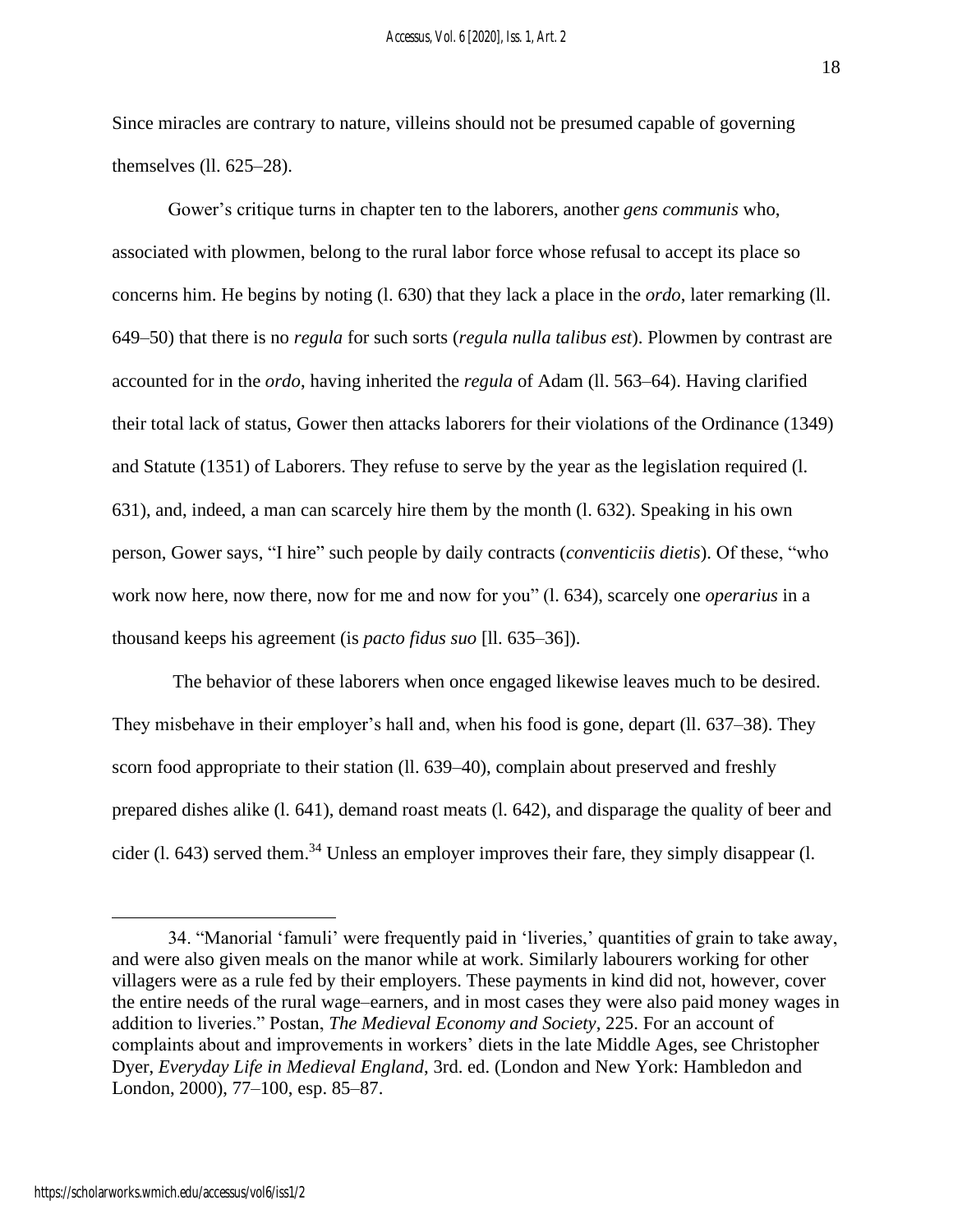Since miracles are contrary to nature, villeins should not be presumed capable of governing themselves (ll. 625–28).

Gower's critique turns in chapter ten to the laborers, another *gens communis* who, associated with plowmen, belong to the rural labor force whose refusal to accept its place so concerns him. He begins by noting (l. 630) that they lack a place in the *ordo*, later remarking (ll. 649–50) that there is no *regula* for such sorts (*regula nulla talibus est*). Plowmen by contrast are accounted for in the *ordo*, having inherited the *regula* of Adam (ll. 563–64). Having clarified their total lack of status, Gower then attacks laborers for their violations of the Ordinance (1349) and Statute (1351) of Laborers. They refuse to serve by the year as the legislation required (l. 631), and, indeed, a man can scarcely hire them by the month (l. 632). Speaking in his own person, Gower says, "I hire" such people by daily contracts (*conventiciis dietis*). Of these, "who work now here, now there, now for me and now for you" (l. 634), scarcely one *operarius* in a thousand keeps his agreement (is *pacto fidus suo* [ll. 635–36]).

The behavior of these laborers when once engaged likewise leaves much to be desired. They misbehave in their employer's hall and, when his food is gone, depart (ll. 637–38). They scorn food appropriate to their station (ll. 639–40), complain about preserved and freshly prepared dishes alike (l. 641), demand roast meats (l. 642), and disparage the quality of beer and cider (l. 643) served them.[34] Unless an employer improves their fare, they simply disappear (l.

34. "Manorial 'famuli' were frequently paid in 'liveries,' quantities of grain to take away, and were also given meals on the manor while at work. Similarly labourers working for other villagers were as a rule fed by their employers. These payments in kind did not, however, cover the entire needs of the rural wage–earners, and in most cases they were also paid money wages in addition to liveries." Postan, *The Medieval Economy and Society*, 225. For an account of complaints about and improvements in workers' diets in the late Middle Ages, see Christopher Dyer, *Everyday Life in Medieval England*, 3rd. ed. (London and New York: Hambledon and London, 2000), 77–100, esp. 85–87.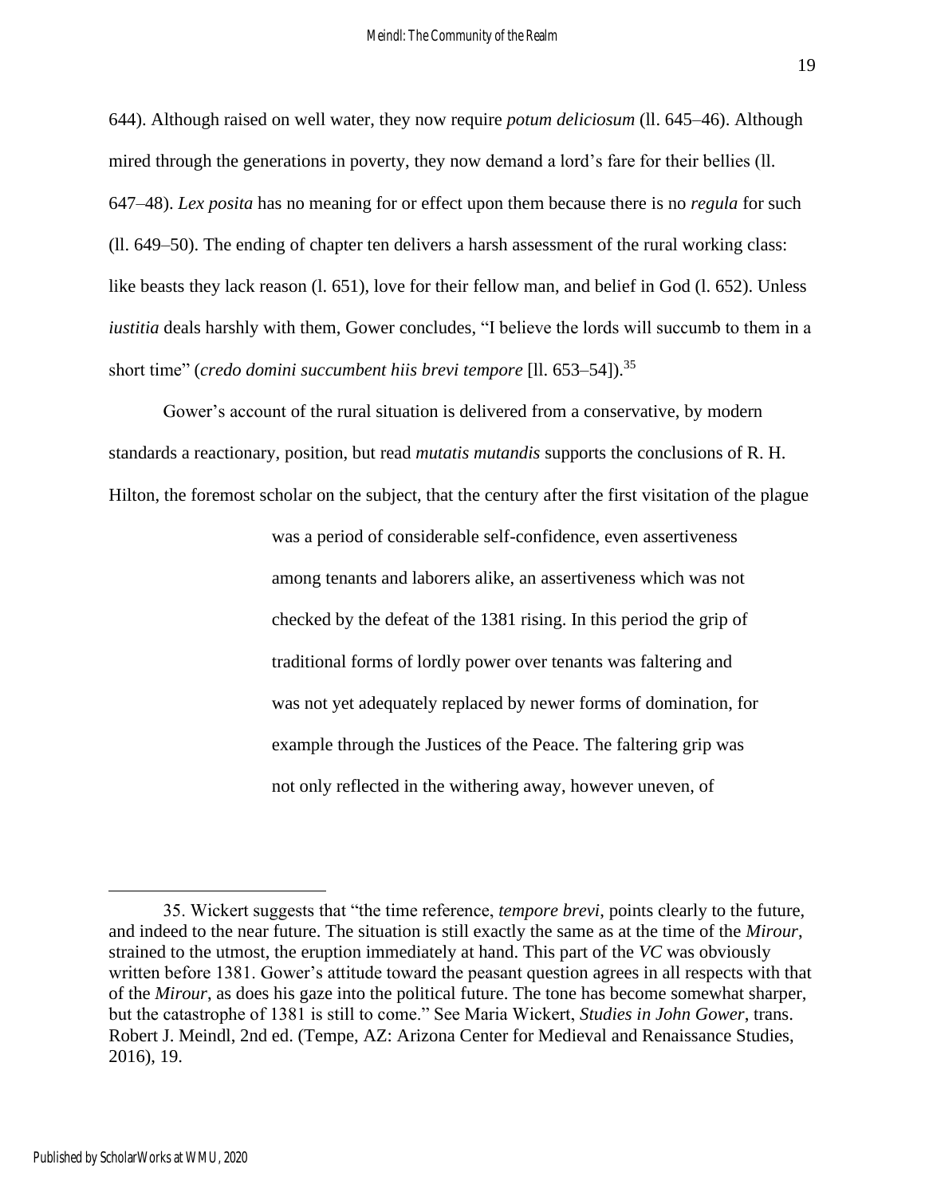644). Although raised on well water, they now require *potum deliciosum* (ll. 645–46). Although mired through the generations in poverty, they now demand a lord's fare for their bellies (ll. 647–48). *Lex posita* has no meaning for or effect upon them because there is no *regula* for such (ll. 649–50). The ending of chapter ten delivers a harsh assessment of the rural working class: like beasts they lack reason (l. 651), love for their fellow man, and belief in God (l. 652). Unless *iustitia* deals harshly with them, Gower concludes, "I believe the lords will succumb to them in a short time" (*credo domini succumbent hiis brevi tempore* [ll. 653–54]).[35]

Gower's account of the rural situation is delivered from a conservative, by modern standards a reactionary, position, but read *mutatis mutandis* supports the conclusions of R. H. Hilton, the foremost scholar on the subject, that the century after the first visitation of the plague

> was a period of considerable self-confidence, even assertiveness among tenants and laborers alike, an assertiveness which was not checked by the defeat of the 1381 rising. In this period the grip of traditional forms of lordly power over tenants was faltering and was not yet adequately replaced by newer forms of domination, for example through the Justices of the Peace. The faltering grip was not only reflected in the withering away, however uneven, of

---

35. Wickert suggests that "the time reference, *tempore brevi*, points clearly to the future, and indeed to the near future. The situation is still exactly the same as at the time of the *Mirour*, strained to the utmost, the eruption immediately at hand. This part of the *VC* was obviously written before 1381. Gower's attitude toward the peasant question agrees in all respects with that of the *Mirour*, as does his gaze into the political future. The tone has become somewhat sharper, but the catastrophe of 1381 is still to come." See Maria Wickert, *Studies in John Gower*, trans. Robert J. Meindl, 2nd ed. (Tempe, AZ: Arizona Center for Medieval and Renaissance Studies, 2016), 19.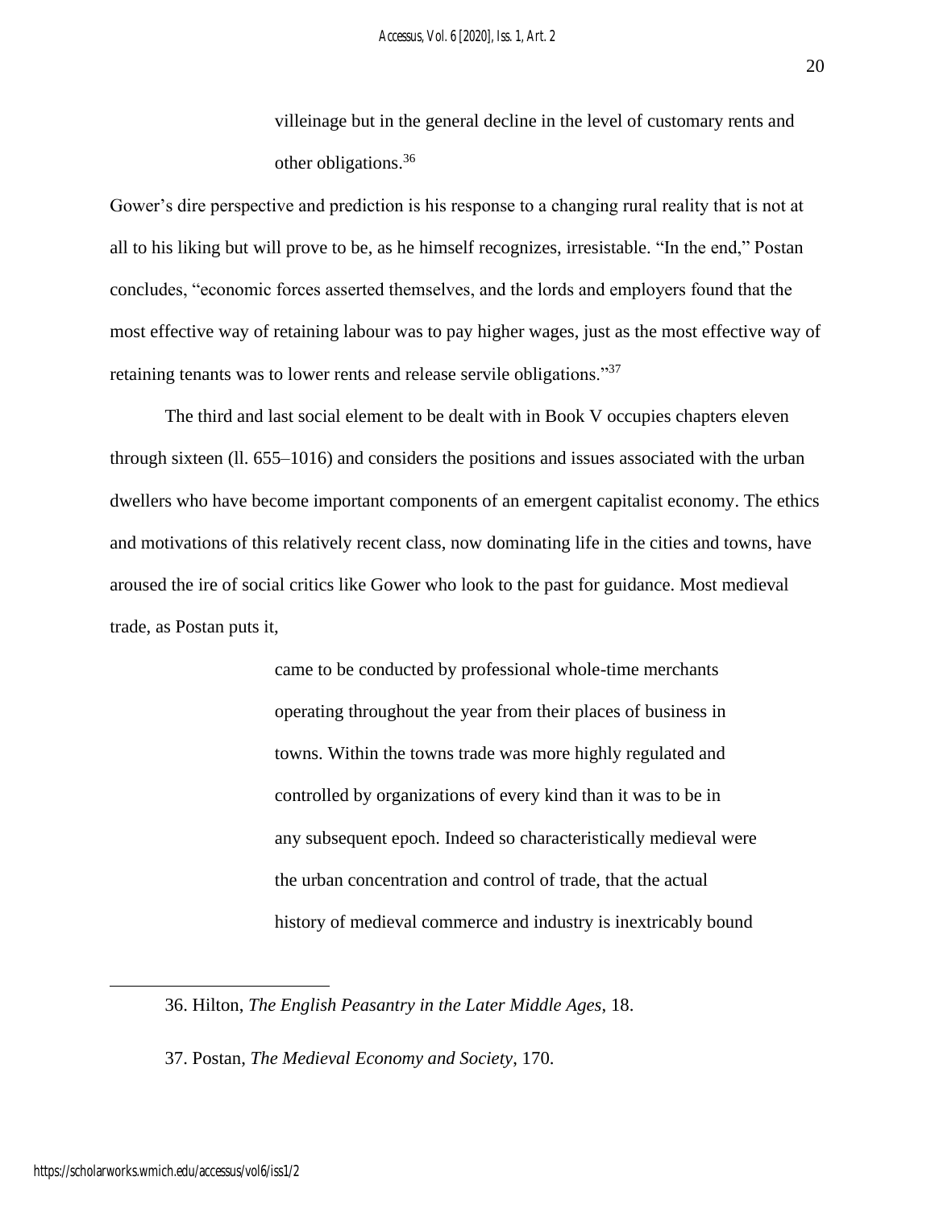> villeinage but in the general decline in the level of customary rents and other obligations.[36]

Gower's dire perspective and prediction is his response to a changing rural reality that is not at all to his liking but will prove to be, as he himself recognizes, irresistable. "In the end," Postan concludes, "economic forces asserted themselves, and the lords and employers found that the most effective way of retaining labour was to pay higher wages, just as the most effective way of retaining tenants was to lower rents and release servile obligations."[37]

The third and last social element to be dealt with in Book V occupies chapters eleven through sixteen (ll. 655–1016) and considers the positions and issues associated with the urban dwellers who have become important components of an emergent capitalist economy. The ethics and motivations of this relatively recent class, now dominating life in the cities and towns, have aroused the ire of social critics like Gower who look to the past for guidance. Most medieval trade, as Postan puts it,

> came to be conducted by professional whole-time merchants operating throughout the year from their places of business in towns. Within the towns trade was more highly regulated and controlled by organizations of every kind than it was to be in any subsequent epoch. Indeed so characteristically medieval were the urban concentration and control of trade, that the actual history of medieval commerce and industry is inextricably bound

---

36. Hilton, *The English Peasantry in the Later Middle Ages*, 18.

37. Postan, *The Medieval Economy and Society*, 170.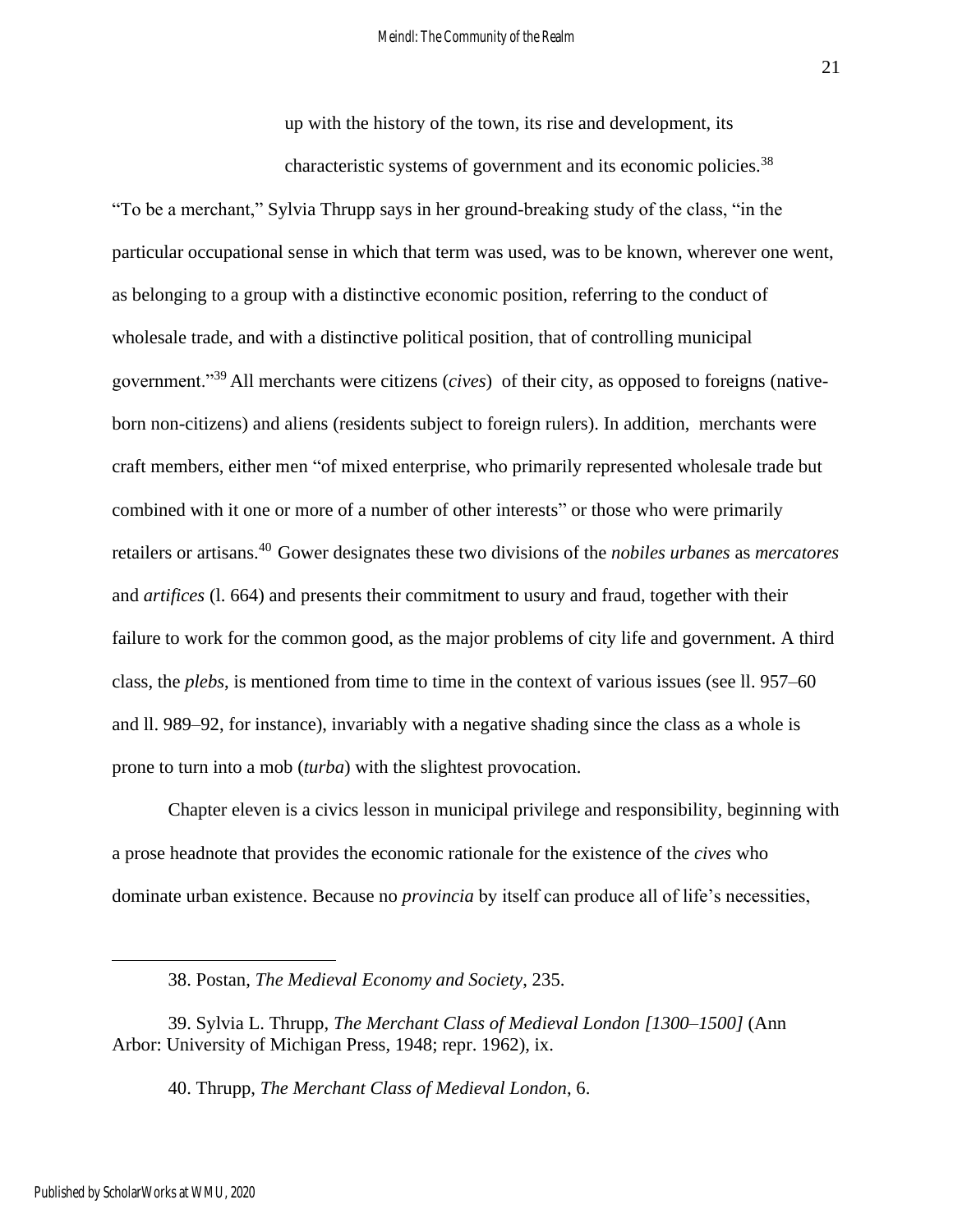up with the history of the town, its rise and development, its characteristic systems of government and its economic policies.[38]

"To be a merchant," Sylvia Thrupp says in her ground-breaking study of the class, "in the particular occupational sense in which that term was used, was to be known, wherever one went, as belonging to a group with a distinctive economic position, referring to the conduct of wholesale trade, and with a distinctive political position, that of controlling municipal government."[39] All merchants were citizens (*cives*) of their city, as opposed to foreigns (native-born non-citizens) and aliens (residents subject to foreign rulers). In addition, merchants were craft members, either men "of mixed enterprise, who primarily represented wholesale trade but combined with it one or more of a number of other interests" or those who were primarily retailers or artisans.[40] Gower designates these two divisions of the *nobiles urbanes* as *mercatores* and *artifices* (l. 664) and presents their commitment to usury and fraud, together with their failure to work for the common good, as the major problems of city life and government. A third class, the *plebs*, is mentioned from time to time in the context of various issues (see ll. 957–60 and ll. 989–92, for instance), invariably with a negative shading since the class as a whole is prone to turn into a mob (*turba*) with the slightest provocation.

Chapter eleven is a civics lesson in municipal privilege and responsibility, beginning with a prose headnote that provides the economic rationale for the existence of the *cives* who dominate urban existence. Because no *provincia* by itself can produce all of life's necessities,

---

38. Postan, *The Medieval Economy and Society*, 235.

39. Sylvia L. Thrupp, *The Merchant Class of Medieval London [1300–1500]* (Ann Arbor: University of Michigan Press, 1948; repr. 1962), ix.

40. Thrupp, *The Merchant Class of Medieval London*, 6.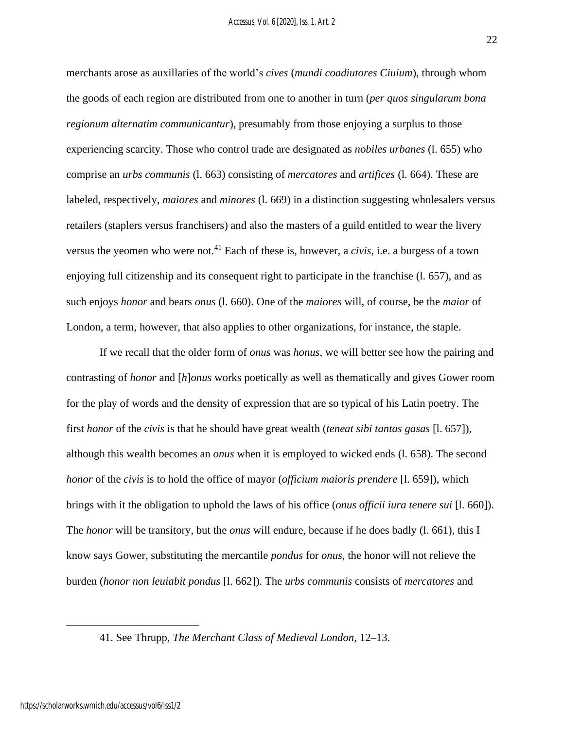merchants arose as auxillaries of the world's *cives* (*mundi coadiutores Ciuium*), through whom the goods of each region are distributed from one to another in turn (*per quos singularum bona regionum alternatim communicantur*), presumably from those enjoying a surplus to those experiencing scarcity. Those who control trade are designated as *nobiles urbanes* (l. 655) who comprise an *urbs communis* (l. 663) consisting of *mercatores* and *artifices* (l. 664). These are labeled, respectively, *maiores* and *minores* (l. 669) in a distinction suggesting wholesalers versus retailers (staplers versus franchisers) and also the masters of a guild entitled to wear the livery versus the yeomen who were not.[41] Each of these is, however, a *civis*, i.e. a burgess of a town enjoying full citizenship and its consequent right to participate in the franchise (l. 657), and as such enjoys *honor* and bears *onus* (l. 660). One of the *maiores* will, of course, be the *maior* of London, a term, however, that also applies to other organizations, for instance, the staple.

If we recall that the older form of *onus* was *honus*, we will better see how the pairing and contrasting of *honor* and [*h*]*onus* works poetically as well as thematically and gives Gower room for the play of words and the density of expression that are so typical of his Latin poetry. The first *honor* of the *civis* is that he should have great wealth (*teneat sibi tantas gasas* [l. 657]), although this wealth becomes an *onus* when it is employed to wicked ends (l. 658). The second *honor* of the *civis* is to hold the office of mayor (*officium maioris prendere* [l. 659]), which brings with it the obligation to uphold the laws of his office (*onus officii iura tenere sui* [l. 660]). The *honor* will be transitory, but the *onus* will endure, because if he does badly (l. 661), this I know says Gower, substituting the mercantile *pondus* for *onus*, the honor will not relieve the burden (*honor non leuiabit pondus* [l. 662]). The *urbs communis* consists of *mercatores* and

41. See Thrupp, *The Merchant Class of Medieval London*, 12–13.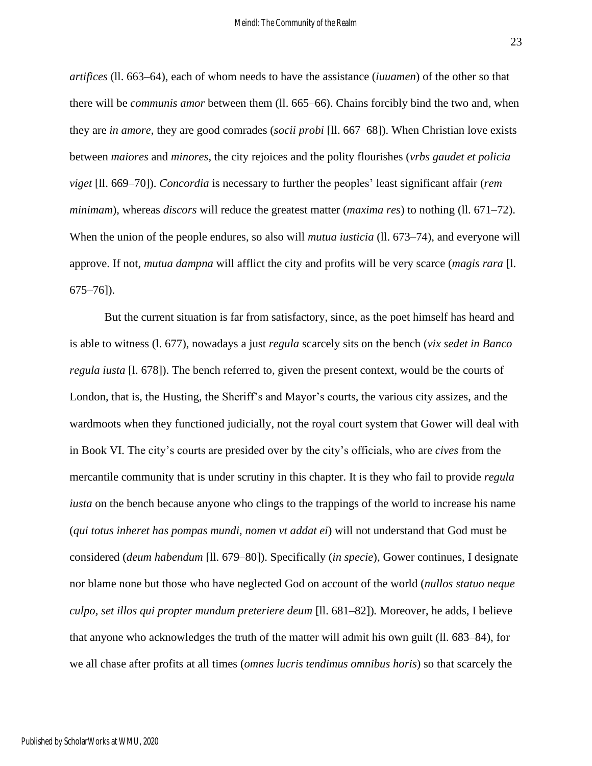*artifices* (ll. 663–64), each of whom needs to have the assistance (*iuuamen*) of the other so that there will be *communis amor* between them (ll. 665–66). Chains forcibly bind the two and, when they are *in amore*, they are good comrades (*socii probi* [ll. 667–68]). When Christian love exists between *maiores* and *minores*, the city rejoices and the polity flourishes (*vrbs gaudet et policia viget* [ll. 669–70]). *Concordia* is necessary to further the peoples' least significant affair (*rem minimam*), whereas *discors* will reduce the greatest matter (*maxima res*) to nothing (ll. 671–72). When the union of the people endures, so also will *mutua iusticia* (ll. 673–74), and everyone will approve. If not, *mutua dampna* will afflict the city and profits will be very scarce (*magis rara* [l. 675–76]).

But the current situation is far from satisfactory, since, as the poet himself has heard and is able to witness (l. 677), nowadays a just *regula* scarcely sits on the bench (*vix sedet in Banco regula iusta* [l. 678]). The bench referred to, given the present context, would be the courts of London, that is, the Husting, the Sheriff's and Mayor's courts, the various city assizes, and the wardmoots when they functioned judicially, not the royal court system that Gower will deal with in Book VI. The city's courts are presided over by the city's officials, who are *cives* from the mercantile community that is under scrutiny in this chapter. It is they who fail to provide *regula iusta* on the bench because anyone who clings to the trappings of the world to increase his name (*qui totus inheret has pompas mundi, nomen vt addat ei*) will not understand that God must be considered (*deum habendum* [ll. 679–80]). Specifically (*in specie*), Gower continues, I designate nor blame none but those who have neglected God on account of the world (*nullos statuo neque culpo, set illos qui propter mundum preteriere deum* [ll. 681–82]). Moreover, he adds, I believe that anyone who acknowledges the truth of the matter will admit his own guilt (ll. 683–84), for we all chase after profits at all times (*omnes lucris tendimus omnibus horis*) so that scarcely the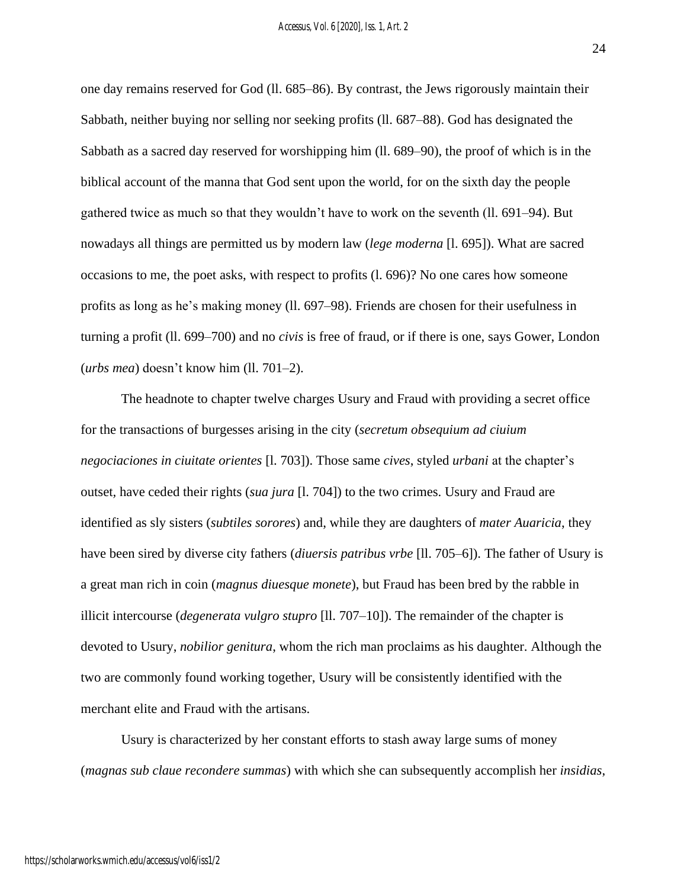one day remains reserved for God (ll. 685–86). By contrast, the Jews rigorously maintain their Sabbath, neither buying nor selling nor seeking profits (ll. 687–88). God has designated the Sabbath as a sacred day reserved for worshipping him (ll. 689–90), the proof of which is in the biblical account of the manna that God sent upon the world, for on the sixth day the people gathered twice as much so that they wouldn't have to work on the seventh (ll. 691–94). But nowadays all things are permitted us by modern law (*lege moderna* [l. 695]). What are sacred occasions to me, the poet asks, with respect to profits (l. 696)? No one cares how someone profits as long as he's making money (ll. 697–98). Friends are chosen for their usefulness in turning a profit (ll. 699–700) and no *civis* is free of fraud, or if there is one, says Gower, London (*urbs mea*) doesn't know him (ll. 701–2).

The headnote to chapter twelve charges Usury and Fraud with providing a secret office for the transactions of burgesses arising in the city (*secretum obsequium ad ciuium negociaciones in ciuitate orientes* [l. 703]). Those same *cives*, styled *urbani* at the chapter's outset, have ceded their rights (*sua jura* [l. 704]) to the two crimes. Usury and Fraud are identified as sly sisters (*subtiles sorores*) and, while they are daughters of *mater Auaricia*, they have been sired by diverse city fathers (*diuersis patribus vrbe* [ll. 705–6]). The father of Usury is a great man rich in coin (*magnus diuesque monete*), but Fraud has been bred by the rabble in illicit intercourse (*degenerata vulgro stupro* [ll. 707–10]). The remainder of the chapter is devoted to Usury, *nobilior genitura*, whom the rich man proclaims as his daughter. Although the two are commonly found working together, Usury will be consistently identified with the merchant elite and Fraud with the artisans.

Usury is characterized by her constant efforts to stash away large sums of money (*magnas sub claue recondere summas*) with which she can subsequently accomplish her *insidias*,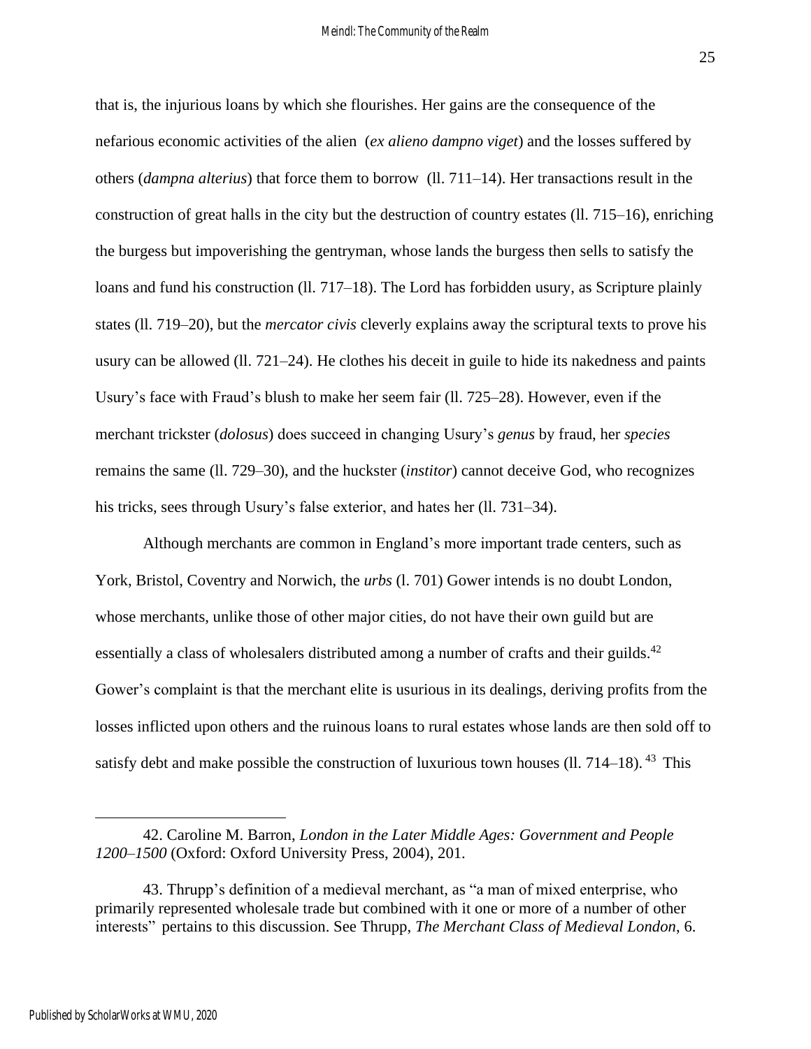that is, the injurious loans by which she flourishes. Her gains are the consequence of the nefarious economic activities of the alien (*ex alieno dampno viget*) and the losses suffered by others (*dampna alterius*) that force them to borrow (ll. 711–14). Her transactions result in the construction of great halls in the city but the destruction of country estates (ll. 715–16), enriching the burgess but impoverishing the gentryman, whose lands the burgess then sells to satisfy the loans and fund his construction (ll. 717–18). The Lord has forbidden usury, as Scripture plainly states (ll. 719–20), but the *mercator civis* cleverly explains away the scriptural texts to prove his usury can be allowed (ll. 721–24). He clothes his deceit in guile to hide its nakedness and paints Usury's face with Fraud's blush to make her seem fair (ll. 725–28). However, even if the merchant trickster (*dolosus*) does succeed in changing Usury's *genus* by fraud, her *species* remains the same (ll. 729–30), and the huckster (*institor*) cannot deceive God, who recognizes his tricks, sees through Usury's false exterior, and hates her (ll. 731–34).

Although merchants are common in England's more important trade centers, such as York, Bristol, Coventry and Norwich, the *urbs* (l. 701) Gower intends is no doubt London, whose merchants, unlike those of other major cities, do not have their own guild but are essentially a class of wholesalers distributed among a number of crafts and their guilds.[42] Gower's complaint is that the merchant elite is usurious in its dealings, deriving profits from the losses inflicted upon others and the ruinous loans to rural estates whose lands are then sold off to satisfy debt and make possible the construction of luxurious town houses (ll. 714–18).[43] This

---

42. Caroline M. Barron, *London in the Later Middle Ages: Government and People 1200–1500* (Oxford: Oxford University Press, 2004), 201.

43. Thrupp's definition of a medieval merchant, as "a man of mixed enterprise, who primarily represented wholesale trade but combined with it one or more of a number of other interests" pertains to this discussion. See Thrupp, *The Merchant Class of Medieval London*, 6.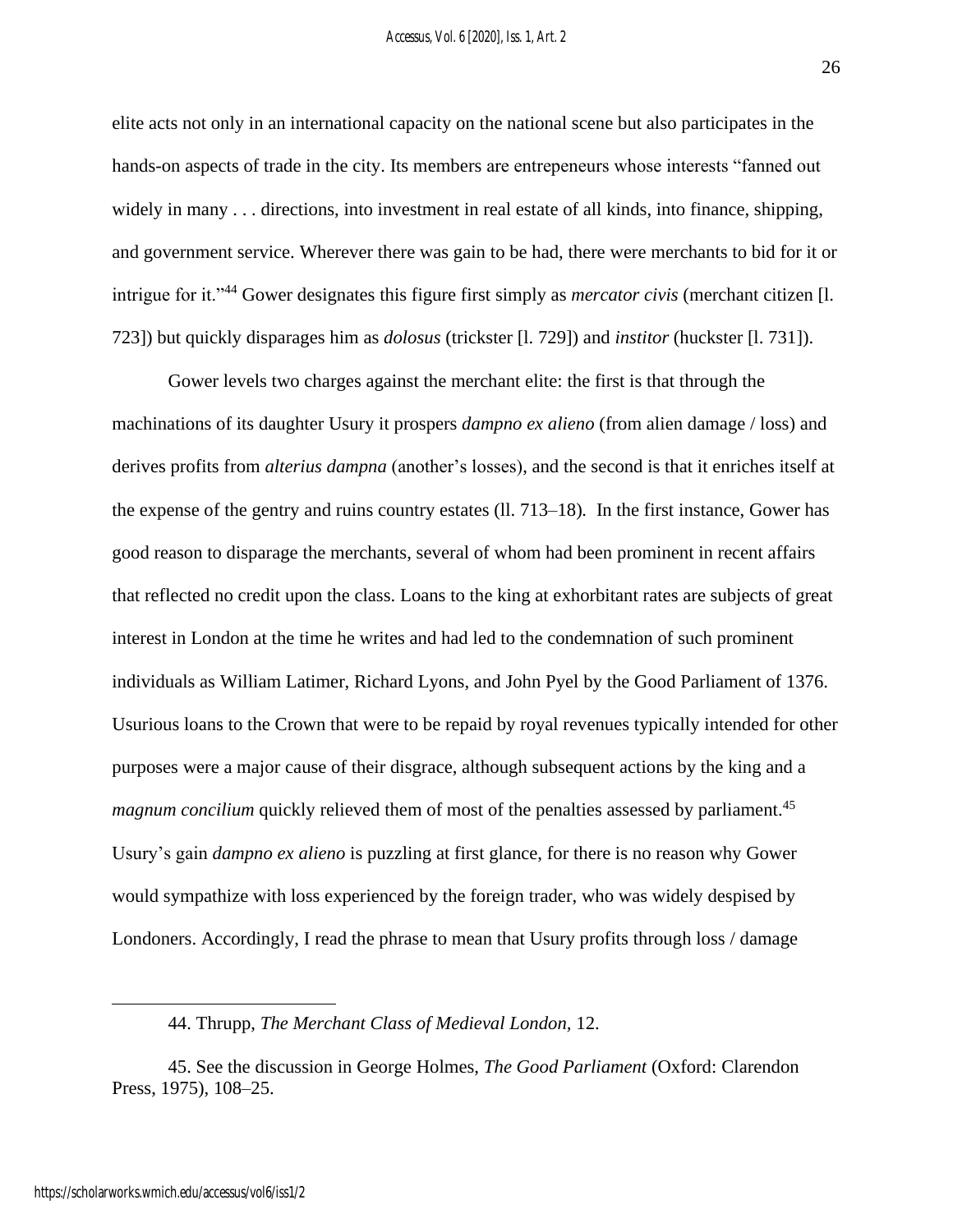elite acts not only in an international capacity on the national scene but also participates in the hands-on aspects of trade in the city. Its members are entrepeneurs whose interests "fanned out widely in many . . . directions, into investment in real estate of all kinds, into finance, shipping, and government service. Wherever there was gain to be had, there were merchants to bid for it or intrigue for it."[44] Gower designates this figure first simply as *mercator civis* (merchant citizen [l. 723]) but quickly disparages him as *dolosus* (trickster [l. 729]) and *institor* (huckster [l. 731]).

Gower levels two charges against the merchant elite: the first is that through the machinations of its daughter Usury it prospers *dampno ex alieno* (from alien damage / loss) and derives profits from *alterius dampna* (another's losses), and the second is that it enriches itself at the expense of the gentry and ruins country estates (ll. 713–18). In the first instance, Gower has good reason to disparage the merchants, several of whom had been prominent in recent affairs that reflected no credit upon the class. Loans to the king at exhorbitant rates are subjects of great interest in London at the time he writes and had led to the condemnation of such prominent individuals as William Latimer, Richard Lyons, and John Pyel by the Good Parliament of 1376. Usurious loans to the Crown that were to be repaid by royal revenues typically intended for other purposes were a major cause of their disgrace, although subsequent actions by the king and a *magnum concilium* quickly relieved them of most of the penalties assessed by parliament.[45] Usury's gain *dampno ex alieno* is puzzling at first glance, for there is no reason why Gower would sympathize with loss experienced by the foreign trader, who was widely despised by Londoners. Accordingly, I read the phrase to mean that Usury profits through loss / damage

---

44. Thrupp, *The Merchant Class of Medieval London*, 12.

45. See the discussion in George Holmes, *The Good Parliament* (Oxford: Clarendon Press, 1975), 108–25.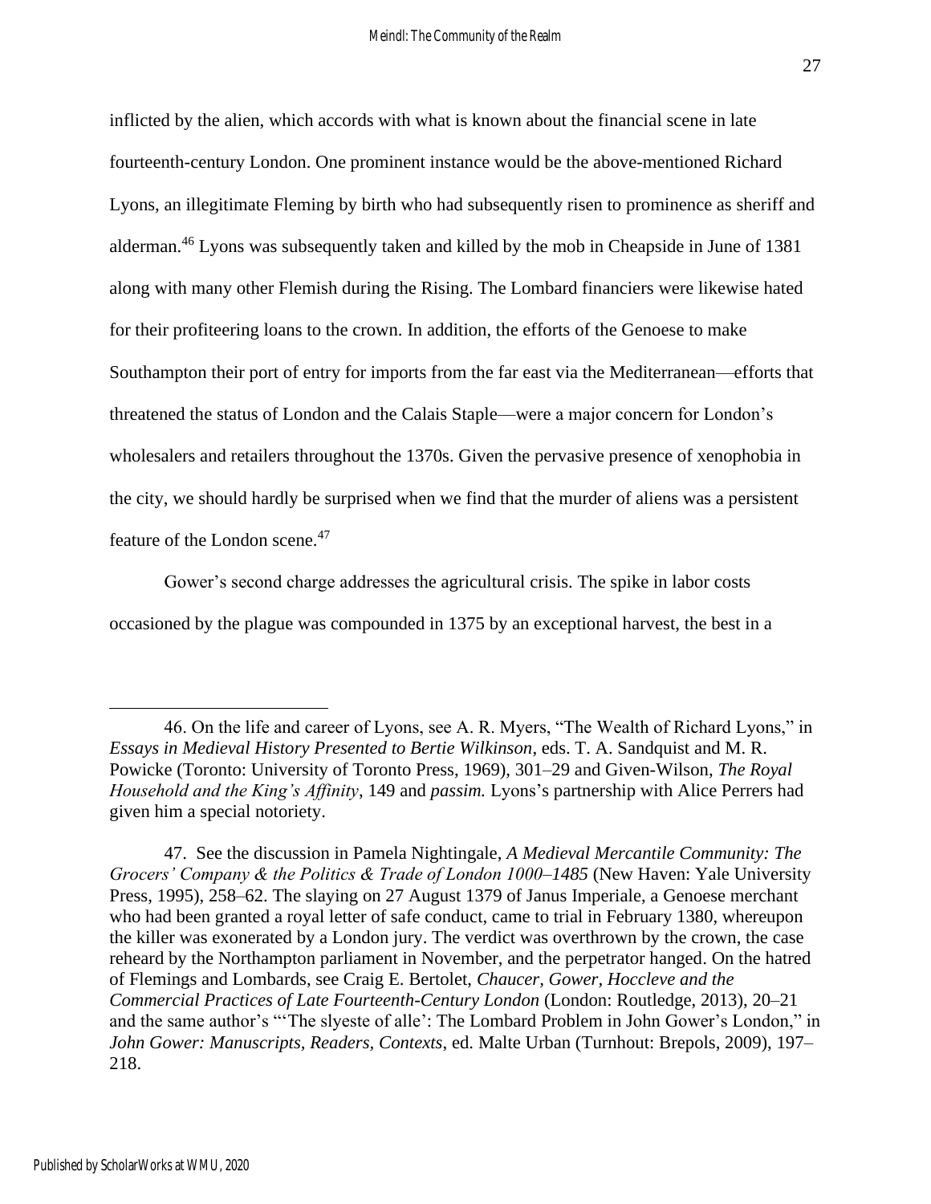inflicted by the alien, which accords with what is known about the financial scene in late fourteenth-century London. One prominent instance would be the above-mentioned Richard Lyons, an illegitimate Fleming by birth who had subsequently risen to prominence as sheriff and alderman.[46] Lyons was subsequently taken and killed by the mob in Cheapside in June of 1381 along with many other Flemish during the Rising. The Lombard financiers were likewise hated for their profiteering loans to the crown. In addition, the efforts of the Genoese to make Southampton their port of entry for imports from the far east via the Mediterranean—efforts that threatened the status of London and the Calais Staple—were a major concern for London's wholesalers and retailers throughout the 1370s. Given the pervasive presence of xenophobia in the city, we should hardly be surprised when we find that the murder of aliens was a persistent feature of the London scene.[47]

Gower's second charge addresses the agricultural crisis. The spike in labor costs occasioned by the plague was compounded in 1375 by an exceptional harvest, the best in a

---

46. On the life and career of Lyons, see A. R. Myers, "The Wealth of Richard Lyons," in *Essays in Medieval History Presented to Bertie Wilkinson*, eds. T. A. Sandquist and M. R. Powicke (Toronto: University of Toronto Press, 1969), 301–29 and Given-Wilson, *The Royal Household and the King's Affinity*, 149 and *passim.* Lyons's partnership with Alice Perrers had given him a special notoriety.

47. See the discussion in Pamela Nightingale, *A Medieval Mercantile Community: The Grocers' Company & the Politics & Trade of London 1000–1485* (New Haven: Yale University Press, 1995), 258–62. The slaying on 27 August 1379 of Janus Imperiale, a Genoese merchant who had been granted a royal letter of safe conduct, came to trial in February 1380, whereupon the killer was exonerated by a London jury. The verdict was overthrown by the crown, the case reheard by the Northampton parliament in November, and the perpetrator hanged. On the hatred of Flemings and Lombards, see Craig E. Bertolet, *Chaucer, Gower, Hoccleve and the Commercial Practices of Late Fourteenth-Century London* (London: Routledge, 2013), 20–21 and the same author's "'The slyeste of alle': The Lombard Problem in John Gower's London," in *John Gower: Manuscripts, Readers, Contexts*, ed. Malte Urban (Turnhout: Brepols, 2009), 197–218.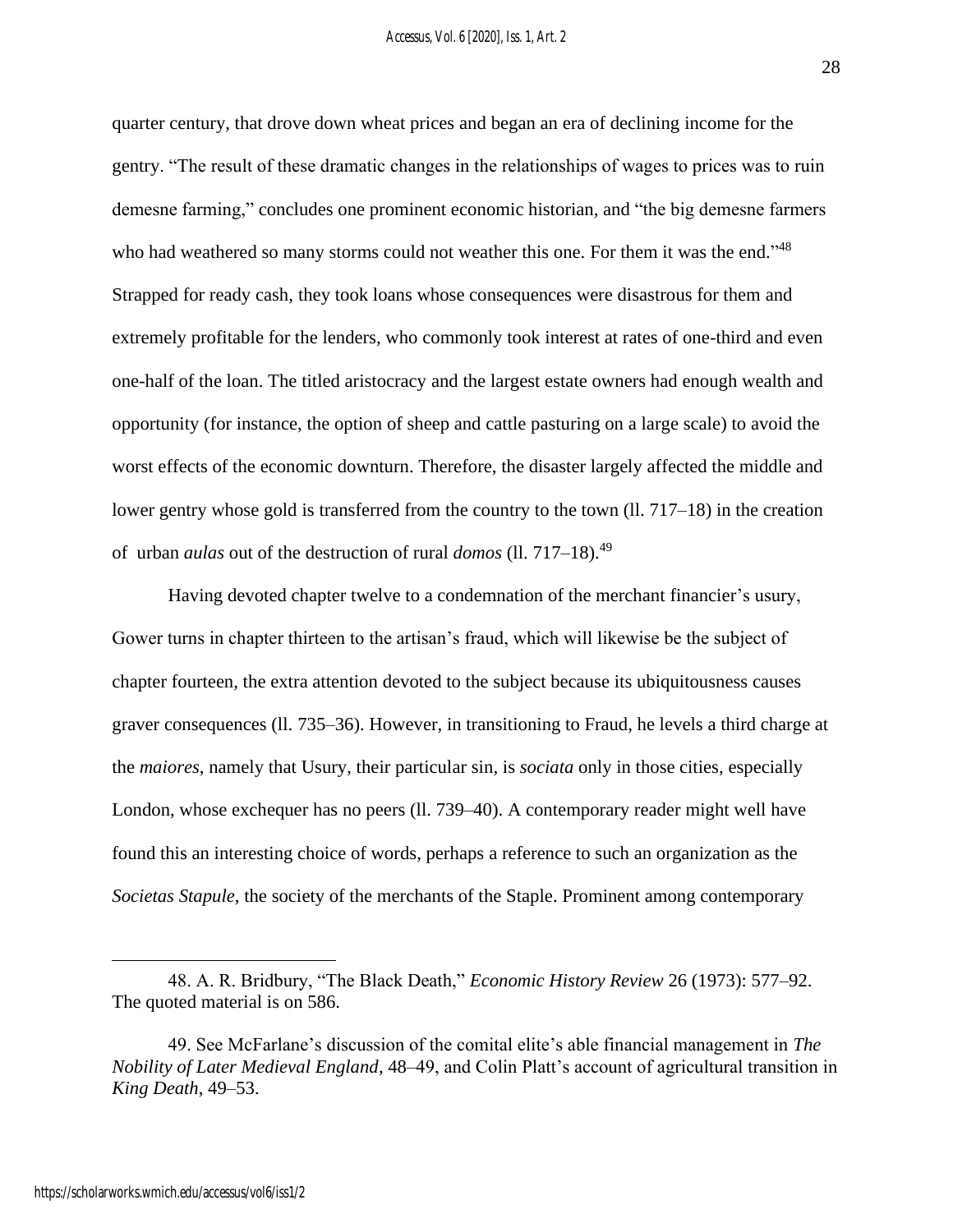quarter century, that drove down wheat prices and began an era of declining income for the gentry. "The result of these dramatic changes in the relationships of wages to prices was to ruin demesne farming," concludes one prominent economic historian, and "the big demesne farmers who had weathered so many storms could not weather this one. For them it was the end."[48] Strapped for ready cash, they took loans whose consequences were disastrous for them and extremely profitable for the lenders, who commonly took interest at rates of one-third and even one-half of the loan. The titled aristocracy and the largest estate owners had enough wealth and opportunity (for instance, the option of sheep and cattle pasturing on a large scale) to avoid the worst effects of the economic downturn. Therefore, the disaster largely affected the middle and lower gentry whose gold is transferred from the country to the town (ll. 717–18) in the creation of urban *aulas* out of the destruction of rural *domos* (ll. 717–18).[49]

Having devoted chapter twelve to a condemnation of the merchant financier's usury, Gower turns in chapter thirteen to the artisan's fraud, which will likewise be the subject of chapter fourteen, the extra attention devoted to the subject because its ubiquitousness causes graver consequences (ll. 735–36). However, in transitioning to Fraud, he levels a third charge at the *maiores*, namely that Usury, their particular sin, is *sociata* only in those cities, especially London, whose exchequer has no peers (ll. 739–40). A contemporary reader might well have found this an interesting choice of words, perhaps a reference to such an organization as the *Societas Stapule*, the society of the merchants of the Staple. Prominent among contemporary

---

48. A. R. Bridbury, "The Black Death," *Economic History Review* 26 (1973): 577–92. The quoted material is on 586.

49. See McFarlane's discussion of the comital elite's able financial management in *The Nobility of Later Medieval England*, 48–49, and Colin Platt's account of agricultural transition in *King Death*, 49–53.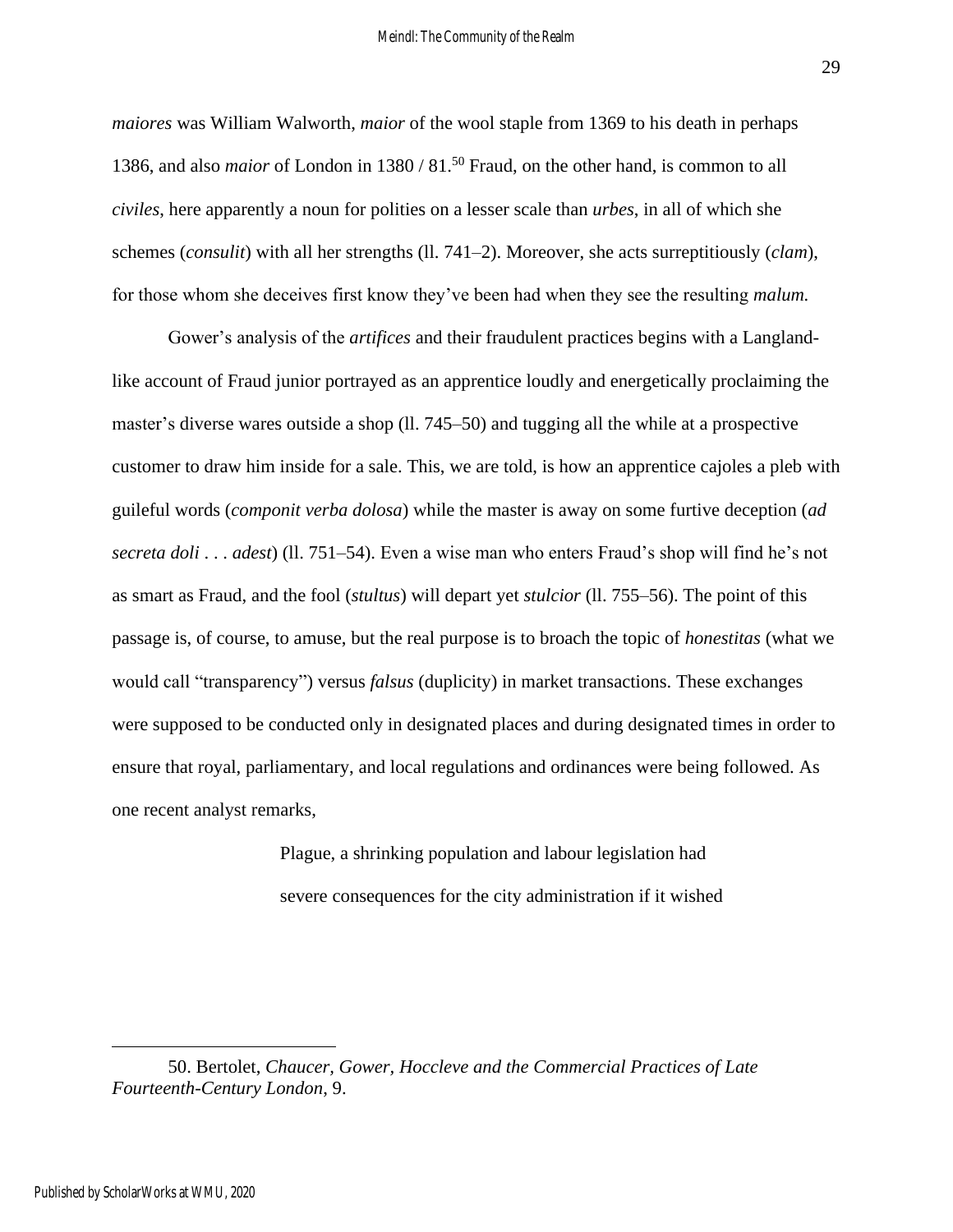*maiores* was William Walworth, *maior* of the wool staple from 1369 to his death in perhaps 1386, and also *maior* of London in 1380 / 81.[50] Fraud, on the other hand, is common to all *civiles*, here apparently a noun for polities on a lesser scale than *urbes*, in all of which she schemes (*consulit*) with all her strengths (ll. 741–2). Moreover, she acts surreptitiously (*clam*), for those whom she deceives first know they've been had when they see the resulting *malum.*

Gower's analysis of the *artifices* and their fraudulent practices begins with a Langland-like account of Fraud junior portrayed as an apprentice loudly and energetically proclaiming the master's diverse wares outside a shop (ll. 745–50) and tugging all the while at a prospective customer to draw him inside for a sale. This, we are told, is how an apprentice cajoles a pleb with guileful words (*componit verba dolosa*) while the master is away on some furtive deception (*ad secreta doli . . . adest*) (ll. 751–54). Even a wise man who enters Fraud's shop will find he's not as smart as Fraud, and the fool (*stultus*) will depart yet *stulcior* (ll. 755–56). The point of this passage is, of course, to amuse, but the real purpose is to broach the topic of *honestitas* (what we would call "transparency") versus *falsus* (duplicity) in market transactions. These exchanges were supposed to be conducted only in designated places and during designated times in order to ensure that royal, parliamentary, and local regulations and ordinances were being followed. As one recent analyst remarks,

> Plague, a shrinking population and labour legislation had severe consequences for the city administration if it wished

50. Bertolet, *Chaucer, Gower, Hoccleve and the Commercial Practices of Late Fourteenth-Century London*, 9.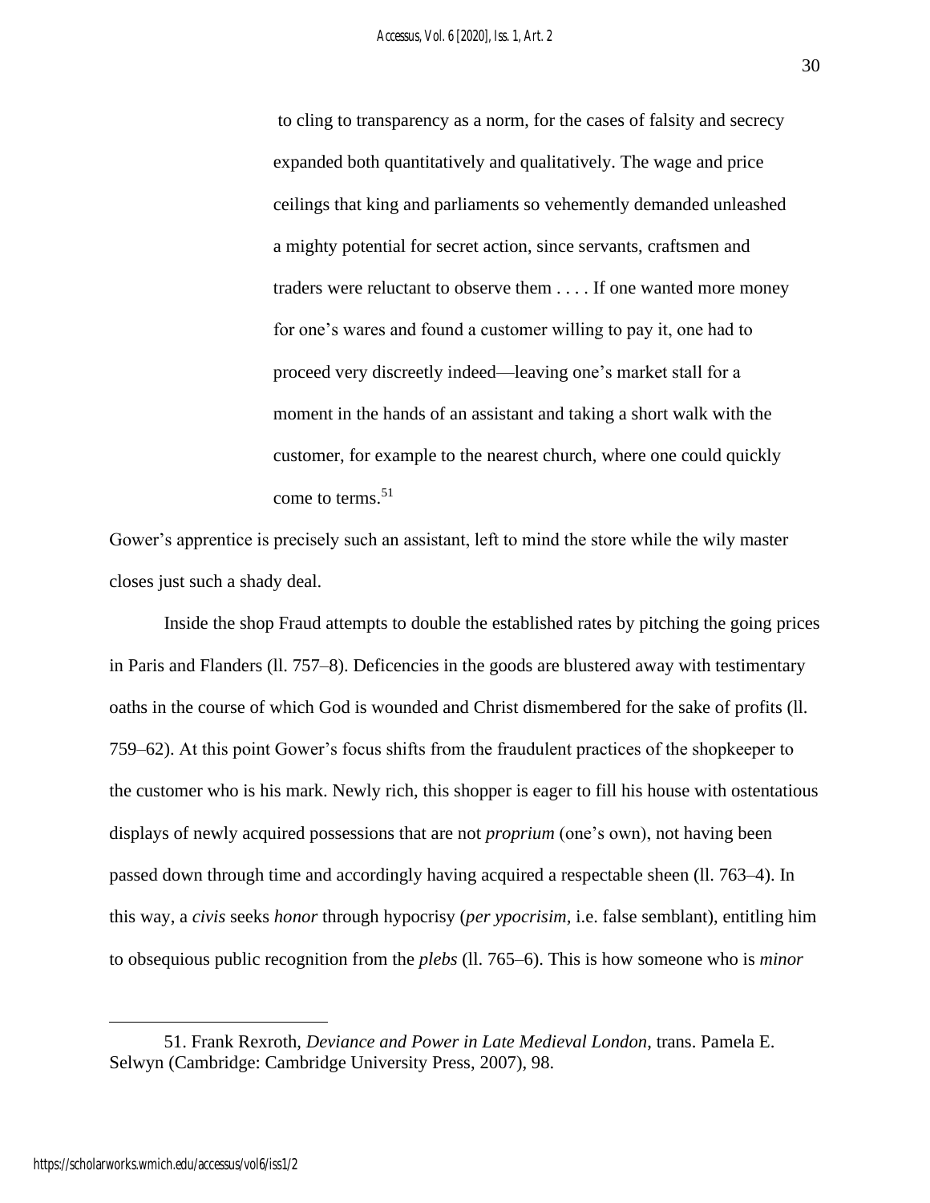> to cling to transparency as a norm, for the cases of falsity and secrecy expanded both quantitatively and qualitatively. The wage and price ceilings that king and parliaments so vehemently demanded unleashed a mighty potential for secret action, since servants, craftsmen and traders were reluctant to observe them . . . . If one wanted more money for one's wares and found a customer willing to pay it, one had to proceed very discreetly indeed—leaving one's market stall for a moment in the hands of an assistant and taking a short walk with the customer, for example to the nearest church, where one could quickly come to terms.[51]

Gower's apprentice is precisely such an assistant, left to mind the store while the wily master closes just such a shady deal.

Inside the shop Fraud attempts to double the established rates by pitching the going prices in Paris and Flanders (ll. 757–8). Deficencies in the goods are blustered away with testimentary oaths in the course of which God is wounded and Christ dismembered for the sake of profits (ll. 759–62). At this point Gower's focus shifts from the fraudulent practices of the shopkeeper to the customer who is his mark. Newly rich, this shopper is eager to fill his house with ostentatious displays of newly acquired possessions that are not *proprium* (one's own), not having been passed down through time and accordingly having acquired a respectable sheen (ll. 763–4). In this way, a *civis* seeks *honor* through hypocrisy (*per ypocrisim*, i.e. false semblant), entitling him to obsequious public recognition from the *plebs* (ll. 765–6). This is how someone who is *minor*

---

51. Frank Rexroth, *Deviance and Power in Late Medieval London*, trans. Pamela E. Selwyn (Cambridge: Cambridge University Press, 2007), 98.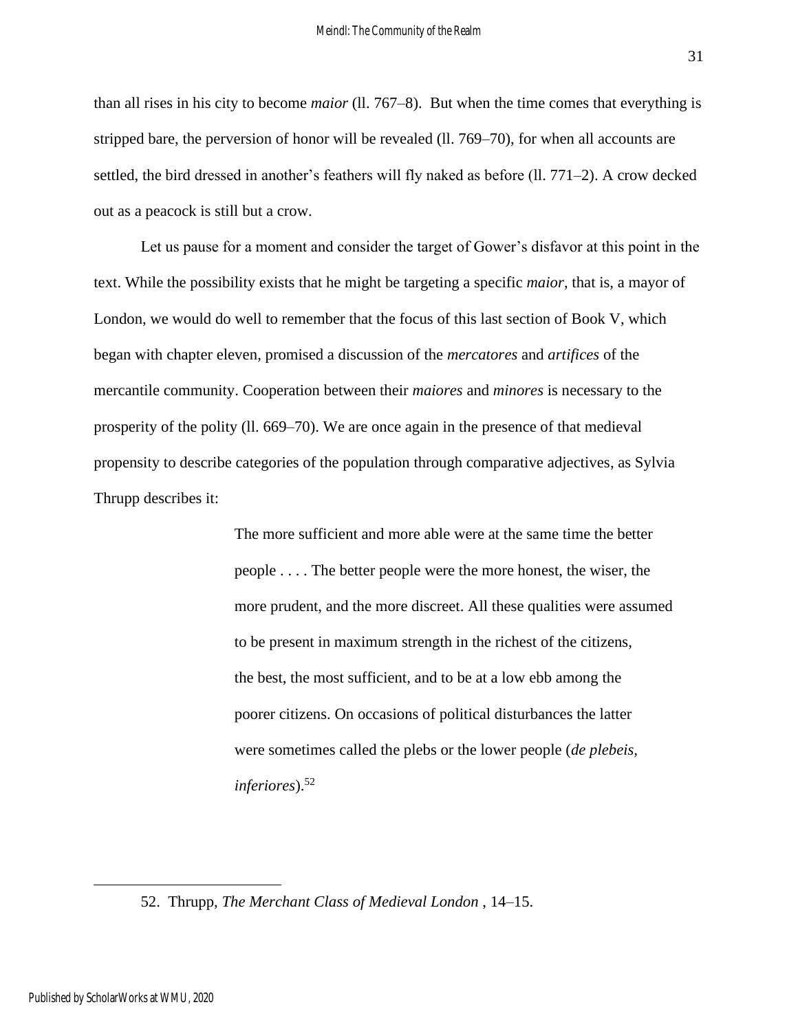than all rises in his city to become *maior* (ll. 767–8). But when the time comes that everything is stripped bare, the perversion of honor will be revealed (ll. 769–70), for when all accounts are settled, the bird dressed in another's feathers will fly naked as before (ll. 771–2). A crow decked out as a peacock is still but a crow.

Let us pause for a moment and consider the target of Gower's disfavor at this point in the text. While the possibility exists that he might be targeting a specific *maior*, that is, a mayor of London, we would do well to remember that the focus of this last section of Book V, which began with chapter eleven, promised a discussion of the *mercatores* and *artifices* of the mercantile community. Cooperation between their *maiores* and *minores* is necessary to the prosperity of the polity (ll. 669–70). We are once again in the presence of that medieval propensity to describe categories of the population through comparative adjectives, as Sylvia Thrupp describes it:

> The more sufficient and more able were at the same time the better people . . . . The better people were the more honest, the wiser, the more prudent, and the more discreet. All these qualities were assumed to be present in maximum strength in the richest of the citizens, the best, the most sufficient, and to be at a low ebb among the poorer citizens. On occasions of political disturbances the latter were sometimes called the plebs or the lower people (*de plebeis, inferiores*).[52]

---

52. Thrupp, *The Merchant Class of Medieval London* , 14–15.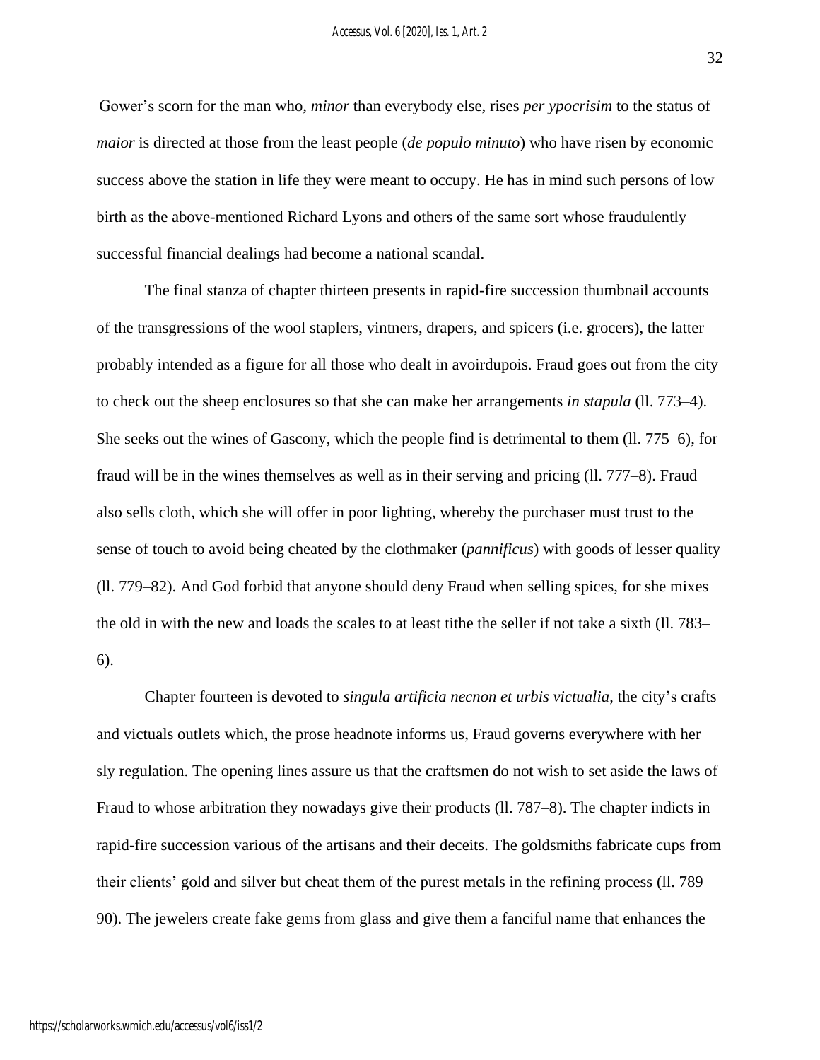Gower's scorn for the man who, *minor* than everybody else, rises *per ypocrisim* to the status of *maior* is directed at those from the least people (*de populo minuto*) who have risen by economic success above the station in life they were meant to occupy. He has in mind such persons of low birth as the above-mentioned Richard Lyons and others of the same sort whose fraudulently successful financial dealings had become a national scandal.

The final stanza of chapter thirteen presents in rapid-fire succession thumbnail accounts of the transgressions of the wool staplers, vintners, drapers, and spicers (i.e. grocers), the latter probably intended as a figure for all those who dealt in avoirdupois. Fraud goes out from the city to check out the sheep enclosures so that she can make her arrangements *in stapula* (ll. 773–4). She seeks out the wines of Gascony, which the people find is detrimental to them (ll. 775–6), for fraud will be in the wines themselves as well as in their serving and pricing (ll. 777–8). Fraud also sells cloth, which she will offer in poor lighting, whereby the purchaser must trust to the sense of touch to avoid being cheated by the clothmaker (*pannificus*) with goods of lesser quality (ll. 779–82). And God forbid that anyone should deny Fraud when selling spices, for she mixes the old in with the new and loads the scales to at least tithe the seller if not take a sixth (ll. 783–6).

Chapter fourteen is devoted to *singula artificia necnon et urbis victualia*, the city's crafts and victuals outlets which, the prose headnote informs us, Fraud governs everywhere with her sly regulation. The opening lines assure us that the craftsmen do not wish to set aside the laws of Fraud to whose arbitration they nowadays give their products (ll. 787–8). The chapter indicts in rapid-fire succession various of the artisans and their deceits. The goldsmiths fabricate cups from their clients' gold and silver but cheat them of the purest metals in the refining process (ll. 789–90). The jewelers create fake gems from glass and give them a fanciful name that enhances the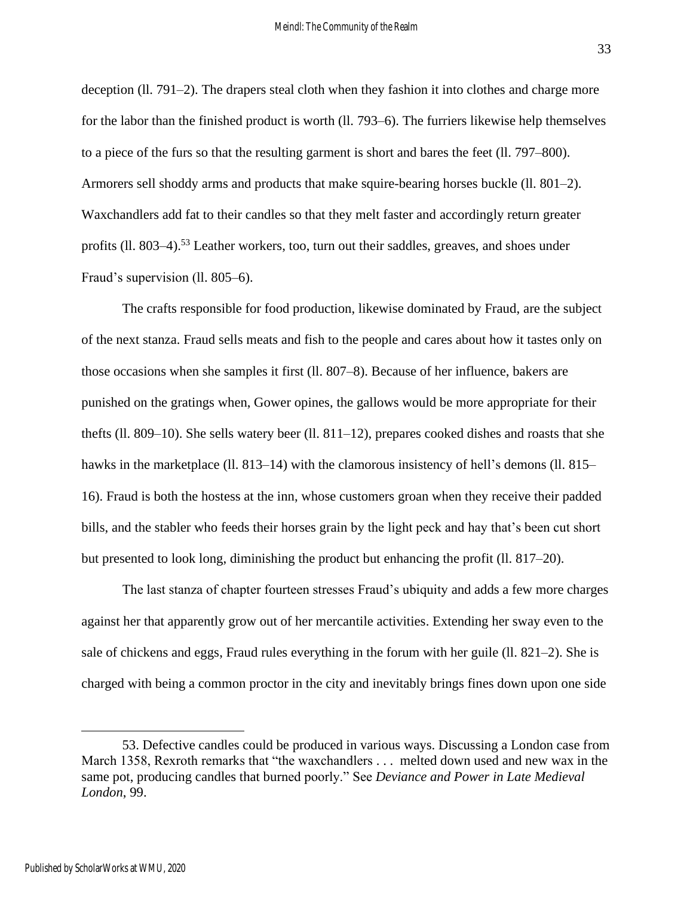deception (ll. 791–2). The drapers steal cloth when they fashion it into clothes and charge more for the labor than the finished product is worth (ll. 793–6). The furriers likewise help themselves to a piece of the furs so that the resulting garment is short and bares the feet (ll. 797–800). Armorers sell shoddy arms and products that make squire-bearing horses buckle (ll. 801–2). Waxchandlers add fat to their candles so that they melt faster and accordingly return greater profits (ll. 803–4).[53] Leather workers, too, turn out their saddles, greaves, and shoes under Fraud's supervision (ll. 805–6).

The crafts responsible for food production, likewise dominated by Fraud, are the subject of the next stanza. Fraud sells meats and fish to the people and cares about how it tastes only on those occasions when she samples it first (ll. 807–8). Because of her influence, bakers are punished on the gratings when, Gower opines, the gallows would be more appropriate for their thefts (ll. 809–10). She sells watery beer (ll. 811–12), prepares cooked dishes and roasts that she hawks in the marketplace (ll. 813–14) with the clamorous insistency of hell's demons (ll. 815–16). Fraud is both the hostess at the inn, whose customers groan when they receive their padded bills, and the stabler who feeds their horses grain by the light peck and hay that's been cut short but presented to look long, diminishing the product but enhancing the profit (ll. 817–20).

The last stanza of chapter fourteen stresses Fraud's ubiquity and adds a few more charges against her that apparently grow out of her mercantile activities. Extending her sway even to the sale of chickens and eggs, Fraud rules everything in the forum with her guile (ll. 821–2). She is charged with being a common proctor in the city and inevitably brings fines down upon one side

---

53. Defective candles could be produced in various ways. Discussing a London case from March 1358, Rexroth remarks that "the waxchandlers . . . melted down used and new wax in the same pot, producing candles that burned poorly." See *Deviance and Power in Late Medieval London*, 99.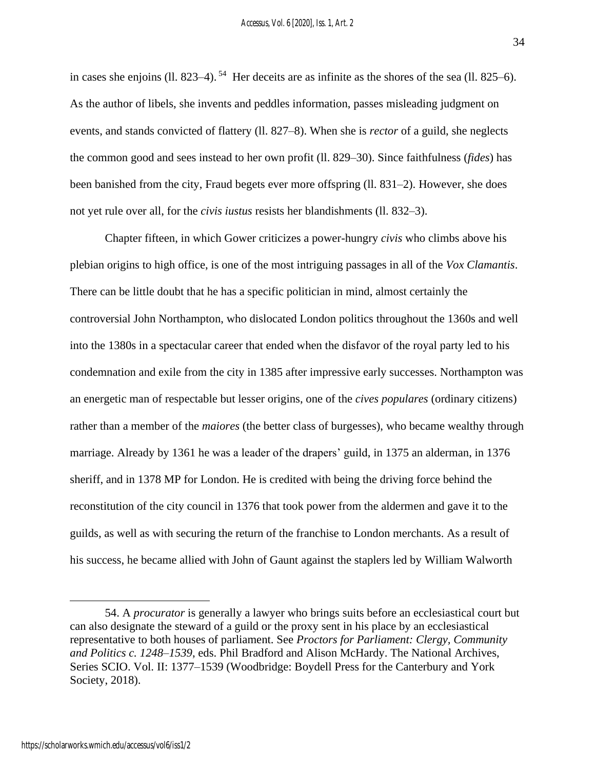in cases she enjoins (ll. 823–4).[54] Her deceits are as infinite as the shores of the sea (ll. 825–6). As the author of libels, she invents and peddles information, passes misleading judgment on events, and stands convicted of flattery (ll. 827–8). When she is *rector* of a guild, she neglects the common good and sees instead to her own profit (ll. 829–30). Since faithfulness (*fides*) has been banished from the city, Fraud begets ever more offspring (ll. 831–2). However, she does not yet rule over all, for the *civis iustus* resists her blandishments (ll. 832–3).

Chapter fifteen, in which Gower criticizes a power-hungry *civis* who climbs above his plebian origins to high office, is one of the most intriguing passages in all of the *Vox Clamantis*. There can be little doubt that he has a specific politician in mind, almost certainly the controversial John Northampton, who dislocated London politics throughout the 1360s and well into the 1380s in a spectacular career that ended when the disfavor of the royal party led to his condemnation and exile from the city in 1385 after impressive early successes. Northampton was an energetic man of respectable but lesser origins, one of the *cives populares* (ordinary citizens) rather than a member of the *maiores* (the better class of burgesses), who became wealthy through marriage. Already by 1361 he was a leader of the drapers' guild, in 1375 an alderman, in 1376 sheriff, and in 1378 MP for London. He is credited with being the driving force behind the reconstitution of the city council in 1376 that took power from the aldermen and gave it to the guilds, as well as with securing the return of the franchise to London merchants. As a result of his success, he became allied with John of Gaunt against the staplers led by William Walworth

54. A *procurator* is generally a lawyer who brings suits before an ecclesiastical court but can also designate the steward of a guild or the proxy sent in his place by an ecclesiastical representative to both houses of parliament. See *Proctors for Parliament: Clergy, Community and Politics c. 1248–1539*, eds. Phil Bradford and Alison McHardy. The National Archives, Series SCIO. Vol. II: 1377–1539 (Woodbridge: Boydell Press for the Canterbury and York Society, 2018).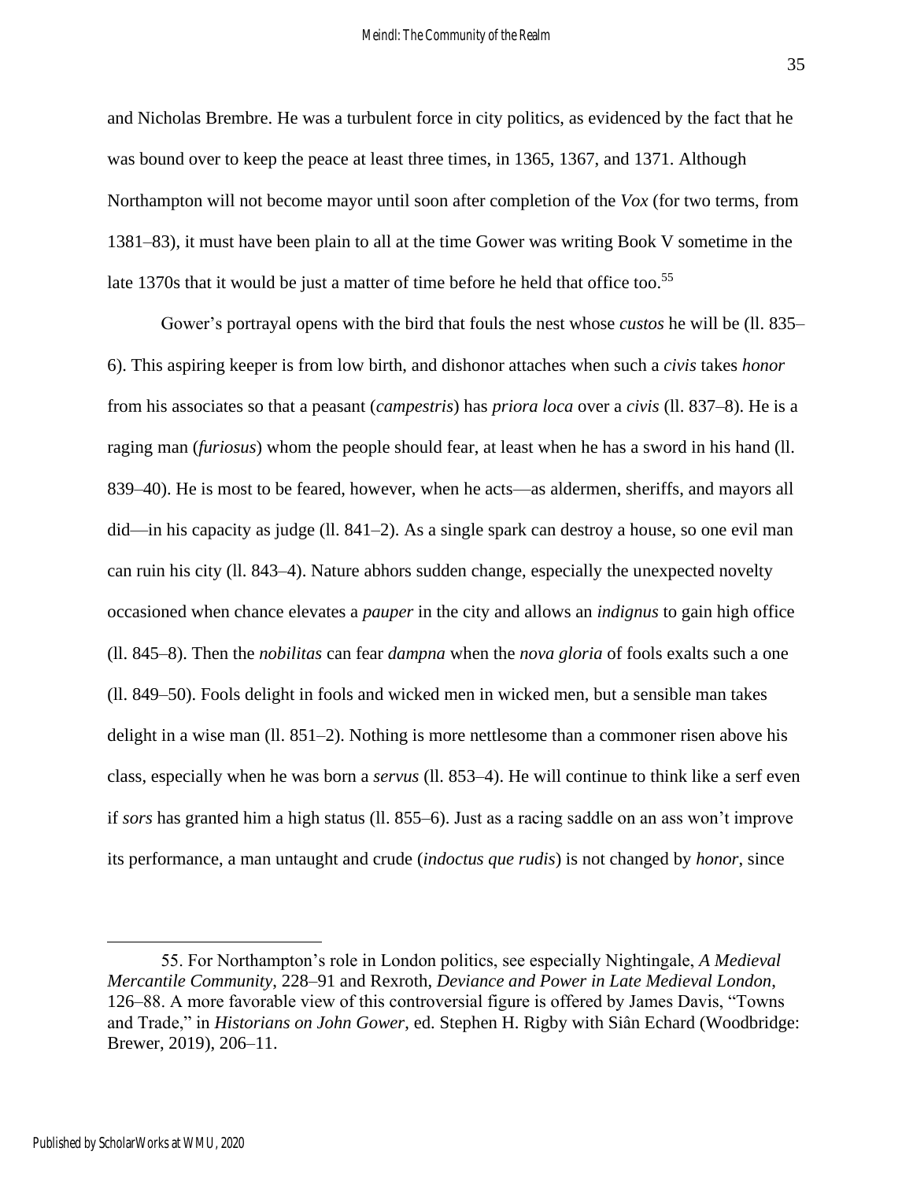and Nicholas Brembre. He was a turbulent force in city politics, as evidenced by the fact that he was bound over to keep the peace at least three times, in 1365, 1367, and 1371. Although Northampton will not become mayor until soon after completion of the *Vox* (for two terms, from 1381–83), it must have been plain to all at the time Gower was writing Book V sometime in the late 1370s that it would be just a matter of time before he held that office too.[55]

Gower's portrayal opens with the bird that fouls the nest whose *custos* he will be (ll. 835–6). This aspiring keeper is from low birth, and dishonor attaches when such a *civis* takes *honor* from his associates so that a peasant (*campestris*) has *priora loca* over a *civis* (ll. 837–8). He is a raging man (*furiosus*) whom the people should fear, at least when he has a sword in his hand (ll. 839–40). He is most to be feared, however, when he acts—as aldermen, sheriffs, and mayors all did—in his capacity as judge (ll. 841–2). As a single spark can destroy a house, so one evil man can ruin his city (ll. 843–4). Nature abhors sudden change, especially the unexpected novelty occasioned when chance elevates a *pauper* in the city and allows an *indignus* to gain high office (ll. 845–8). Then the *nobilitas* can fear *dampna* when the *nova gloria* of fools exalts such a one (ll. 849–50). Fools delight in fools and wicked men in wicked men, but a sensible man takes delight in a wise man (ll. 851–2). Nothing is more nettlesome than a commoner risen above his class, especially when he was born a *servus* (ll. 853–4). He will continue to think like a serf even if *sors* has granted him a high status (ll. 855–6). Just as a racing saddle on an ass won't improve its performance, a man untaught and crude (*indoctus que rudis*) is not changed by *honor*, since

55. For Northampton's role in London politics, see especially Nightingale, *A Medieval Mercantile Community*, 228–91 and Rexroth, *Deviance and Power in Late Medieval London*, 126–88. A more favorable view of this controversial figure is offered by James Davis, "Towns and Trade," in *Historians on John Gower*, ed. Stephen H. Rigby with Siân Echard (Woodbridge: Brewer, 2019), 206–11.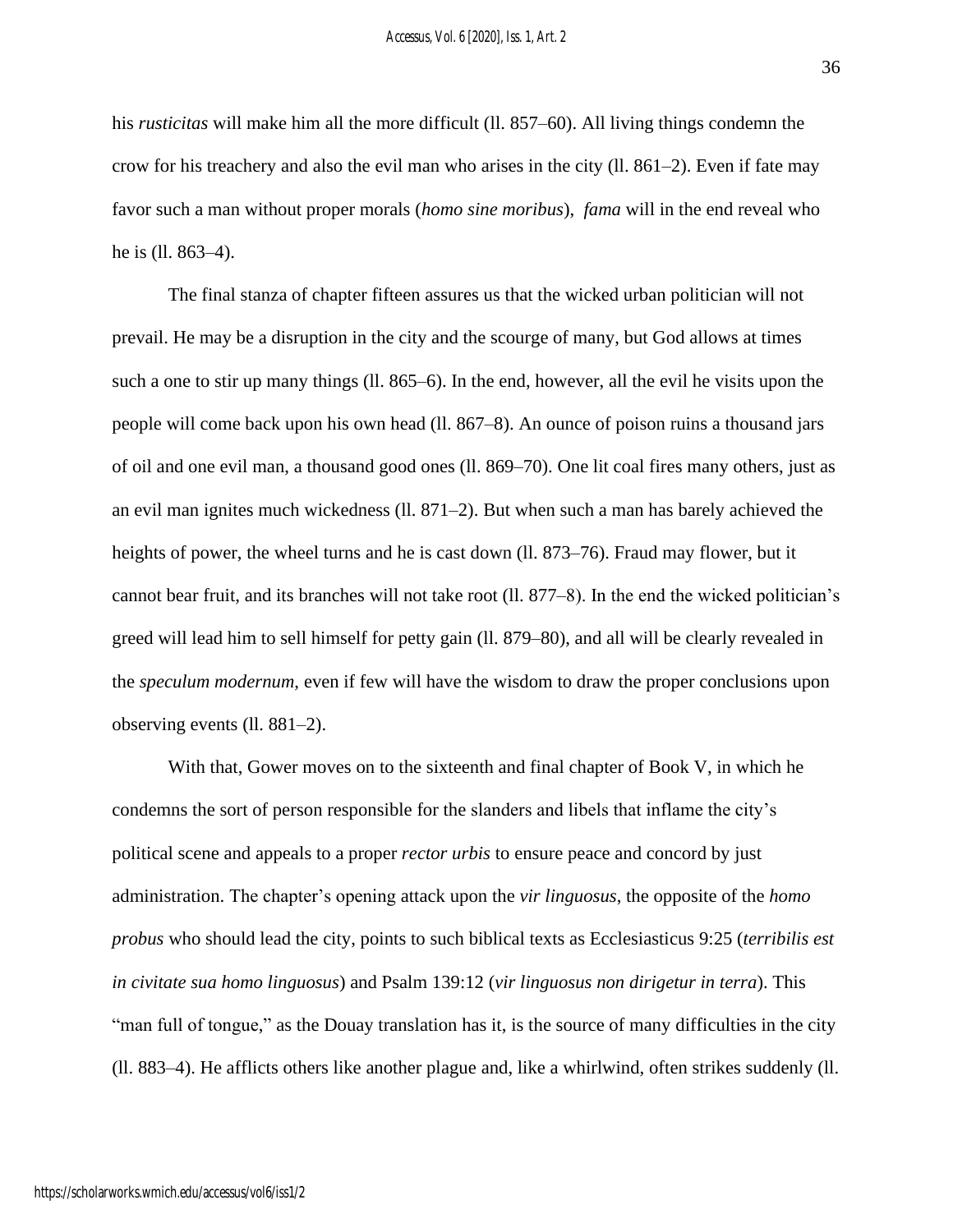his *rusticitas* will make him all the more difficult (ll. 857–60). All living things condemn the crow for his treachery and also the evil man who arises in the city (ll. 861–2). Even if fate may favor such a man without proper morals (*homo sine moribus*), *fama* will in the end reveal who he is (ll. 863–4).

The final stanza of chapter fifteen assures us that the wicked urban politician will not prevail. He may be a disruption in the city and the scourge of many, but God allows at times such a one to stir up many things (ll. 865–6). In the end, however, all the evil he visits upon the people will come back upon his own head (ll. 867–8). An ounce of poison ruins a thousand jars of oil and one evil man, a thousand good ones (ll. 869–70). One lit coal fires many others, just as an evil man ignites much wickedness (ll. 871–2). But when such a man has barely achieved the heights of power, the wheel turns and he is cast down (ll. 873–76). Fraud may flower, but it cannot bear fruit, and its branches will not take root (ll. 877–8). In the end the wicked politician's greed will lead him to sell himself for petty gain (ll. 879–80), and all will be clearly revealed in the *speculum modernum*, even if few will have the wisdom to draw the proper conclusions upon observing events (ll. 881–2).

With that, Gower moves on to the sixteenth and final chapter of Book V, in which he condemns the sort of person responsible for the slanders and libels that inflame the city's political scene and appeals to a proper *rector urbis* to ensure peace and concord by just administration. The chapter's opening attack upon the *vir linguosus*, the opposite of the *homo probus* who should lead the city, points to such biblical texts as Ecclesiasticus 9:25 (*terribilis est in civitate sua homo linguosus*) and Psalm 139:12 (*vir linguosus non dirigetur in terra*). This "man full of tongue," as the Douay translation has it, is the source of many difficulties in the city (ll. 883–4). He afflicts others like another plague and, like a whirlwind, often strikes suddenly (ll.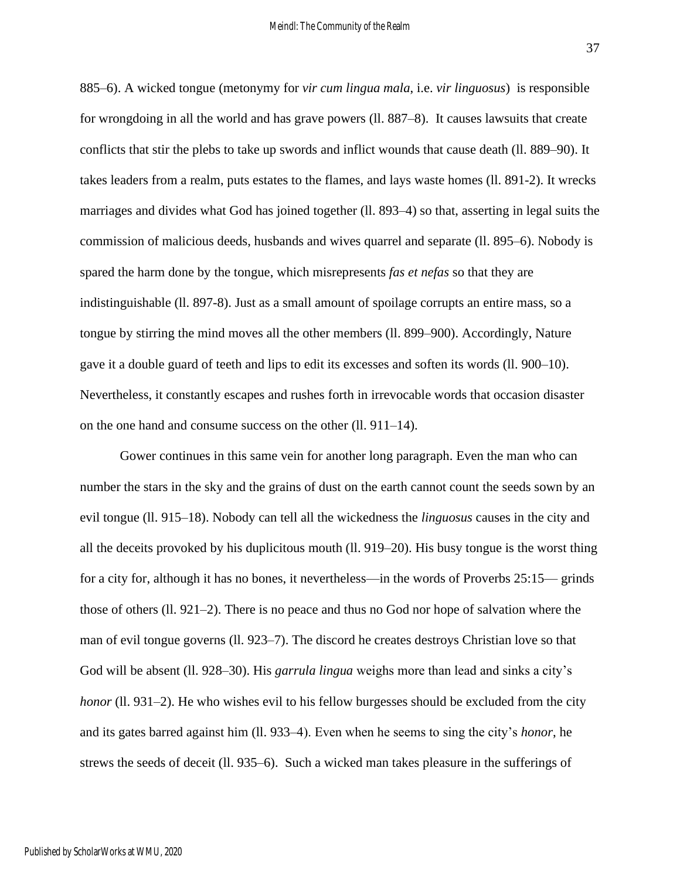885–6). A wicked tongue (metonymy for *vir cum lingua mala*, i.e. *vir linguosus*) is responsible for wrongdoing in all the world and has grave powers (ll. 887–8). It causes lawsuits that create conflicts that stir the plebs to take up swords and inflict wounds that cause death (ll. 889–90). It takes leaders from a realm, puts estates to the flames, and lays waste homes (ll. 891-2). It wrecks marriages and divides what God has joined together (ll. 893–4) so that, asserting in legal suits the commission of malicious deeds, husbands and wives quarrel and separate (ll. 895–6). Nobody is spared the harm done by the tongue, which misrepresents *fas et nefas* so that they are indistinguishable (ll. 897-8). Just as a small amount of spoilage corrupts an entire mass, so a tongue by stirring the mind moves all the other members (ll. 899–900). Accordingly, Nature gave it a double guard of teeth and lips to edit its excesses and soften its words (ll. 900–10). Nevertheless, it constantly escapes and rushes forth in irrevocable words that occasion disaster on the one hand and consume success on the other (ll. 911–14).

Gower continues in this same vein for another long paragraph. Even the man who can number the stars in the sky and the grains of dust on the earth cannot count the seeds sown by an evil tongue (ll. 915–18). Nobody can tell all the wickedness the *linguosus* causes in the city and all the deceits provoked by his duplicitous mouth (ll. 919–20). His busy tongue is the worst thing for a city for, although it has no bones, it nevertheless—in the words of Proverbs 25:15— grinds those of others (ll. 921–2). There is no peace and thus no God nor hope of salvation where the man of evil tongue governs (ll. 923–7). The discord he creates destroys Christian love so that God will be absent (ll. 928–30). His *garrula lingua* weighs more than lead and sinks a city's *honor* (ll. 931–2). He who wishes evil to his fellow burgesses should be excluded from the city and its gates barred against him (ll. 933–4). Even when he seems to sing the city's *honor*, he strews the seeds of deceit (ll. 935–6). Such a wicked man takes pleasure in the sufferings of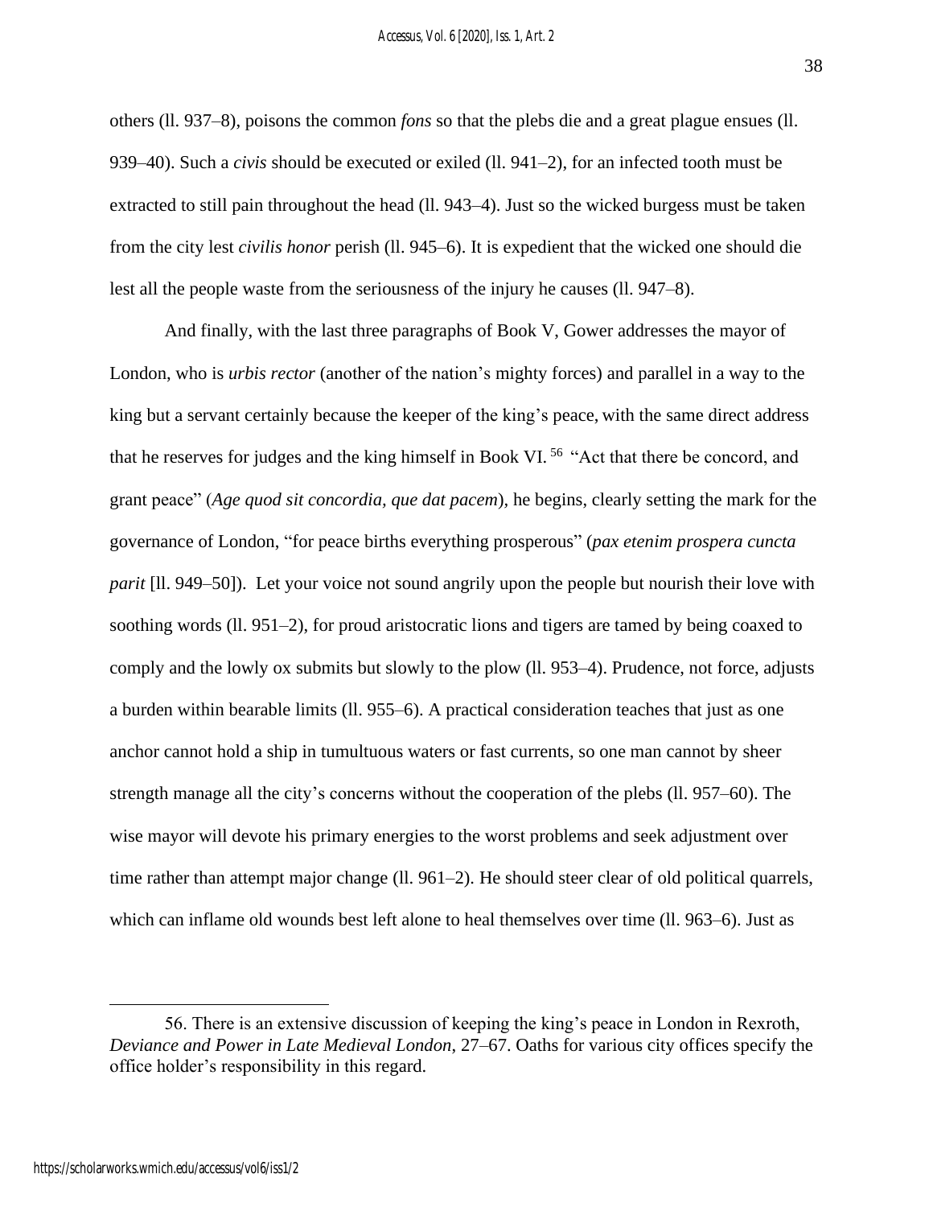others (ll. 937–8), poisons the common *fons* so that the plebs die and a great plague ensues (ll. 939–40). Such a *civis* should be executed or exiled (ll. 941–2), for an infected tooth must be extracted to still pain throughout the head (ll. 943–4). Just so the wicked burgess must be taken from the city lest *civilis honor* perish (ll. 945–6). It is expedient that the wicked one should die lest all the people waste from the seriousness of the injury he causes (ll. 947–8).

And finally, with the last three paragraphs of Book V, Gower addresses the mayor of London, who is *urbis rector* (another of the nation's mighty forces) and parallel in a way to the king but a servant certainly because the keeper of the king's peace, with the same direct address that he reserves for judges and the king himself in Book VI.[56] "Act that there be concord, and grant peace" (*Age quod sit concordia, que dat pacem*), he begins, clearly setting the mark for the governance of London, "for peace births everything prosperous" (*pax etenim prospera cuncta parit* [ll. 949–50]). Let your voice not sound angrily upon the people but nourish their love with soothing words (ll. 951–2), for proud aristocratic lions and tigers are tamed by being coaxed to comply and the lowly ox submits but slowly to the plow (ll. 953–4). Prudence, not force, adjusts a burden within bearable limits (ll. 955–6). A practical consideration teaches that just as one anchor cannot hold a ship in tumultuous waters or fast currents, so one man cannot by sheer strength manage all the city's concerns without the cooperation of the plebs (ll. 957–60). The wise mayor will devote his primary energies to the worst problems and seek adjustment over time rather than attempt major change (ll. 961–2). He should steer clear of old political quarrels, which can inflame old wounds best left alone to heal themselves over time (ll. 963–6). Just as

56. There is an extensive discussion of keeping the king's peace in London in Rexroth, *Deviance and Power in Late Medieval London*, 27–67. Oaths for various city offices specify the office holder's responsibility in this regard.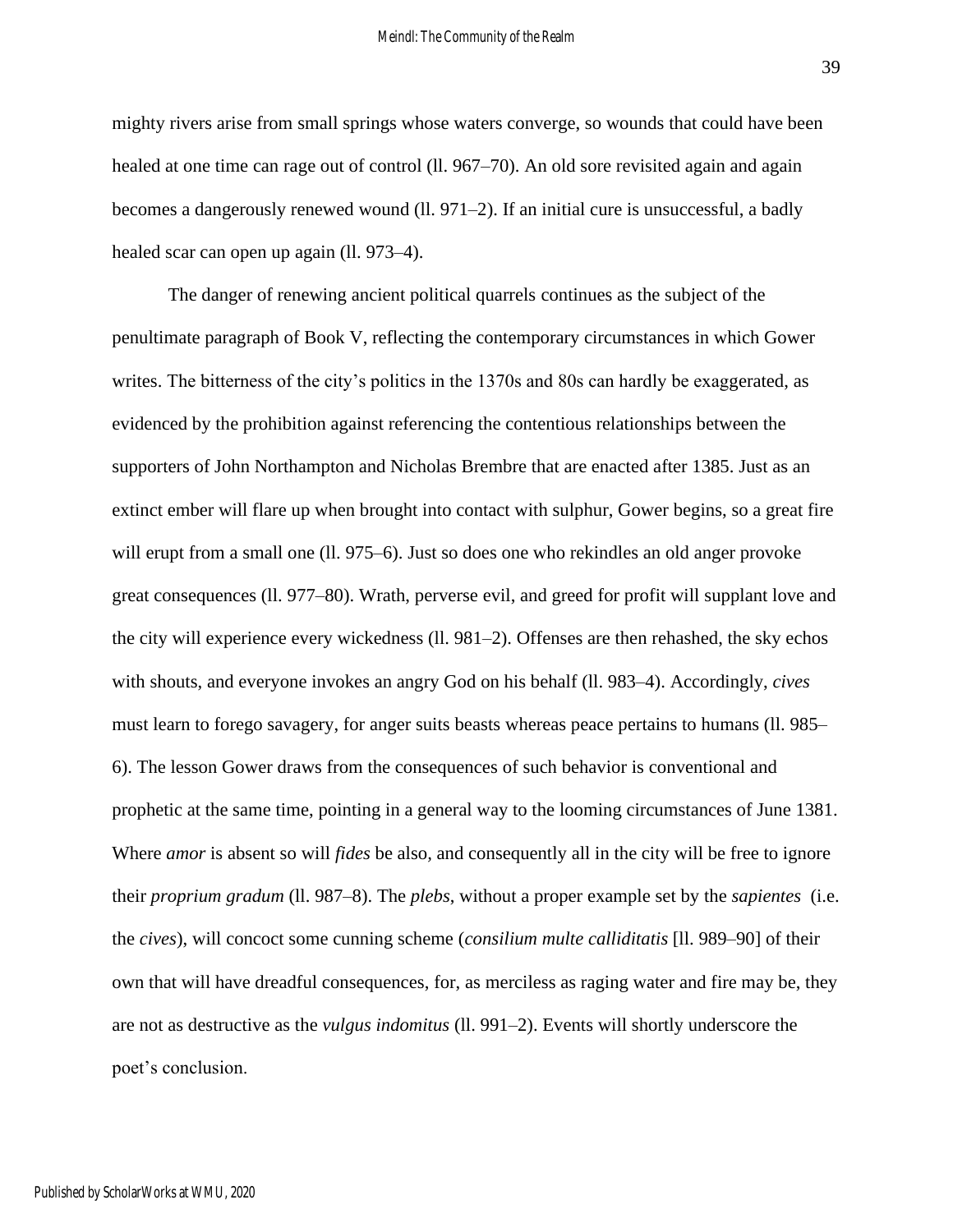mighty rivers arise from small springs whose waters converge, so wounds that could have been healed at one time can rage out of control (ll. 967–70). An old sore revisited again and again becomes a dangerously renewed wound (ll. 971–2). If an initial cure is unsuccessful, a badly healed scar can open up again (ll. 973–4).

The danger of renewing ancient political quarrels continues as the subject of the penultimate paragraph of Book V, reflecting the contemporary circumstances in which Gower writes. The bitterness of the city's politics in the 1370s and 80s can hardly be exaggerated, as evidenced by the prohibition against referencing the contentious relationships between the supporters of John Northampton and Nicholas Brembre that are enacted after 1385. Just as an extinct ember will flare up when brought into contact with sulphur, Gower begins, so a great fire will erupt from a small one (ll. 975–6). Just so does one who rekindles an old anger provoke great consequences (ll. 977–80). Wrath, perverse evil, and greed for profit will supplant love and the city will experience every wickedness (ll. 981–2). Offenses are then rehashed, the sky echos with shouts, and everyone invokes an angry God on his behalf (ll. 983–4). Accordingly, *cives* must learn to forego savagery, for anger suits beasts whereas peace pertains to humans (ll. 985–6). The lesson Gower draws from the consequences of such behavior is conventional and prophetic at the same time, pointing in a general way to the looming circumstances of June 1381. Where *amor* is absent so will *fides* be also, and consequently all in the city will be free to ignore their *proprium gradum* (ll. 987–8). The *plebs*, without a proper example set by the *sapientes* (i.e. the *cives*), will concoct some cunning scheme (*consilium multe calliditatis* [ll. 989–90] of their own that will have dreadful consequences, for, as merciless as raging water and fire may be, they are not as destructive as the *vulgus indomitus* (ll. 991–2). Events will shortly underscore the poet's conclusion.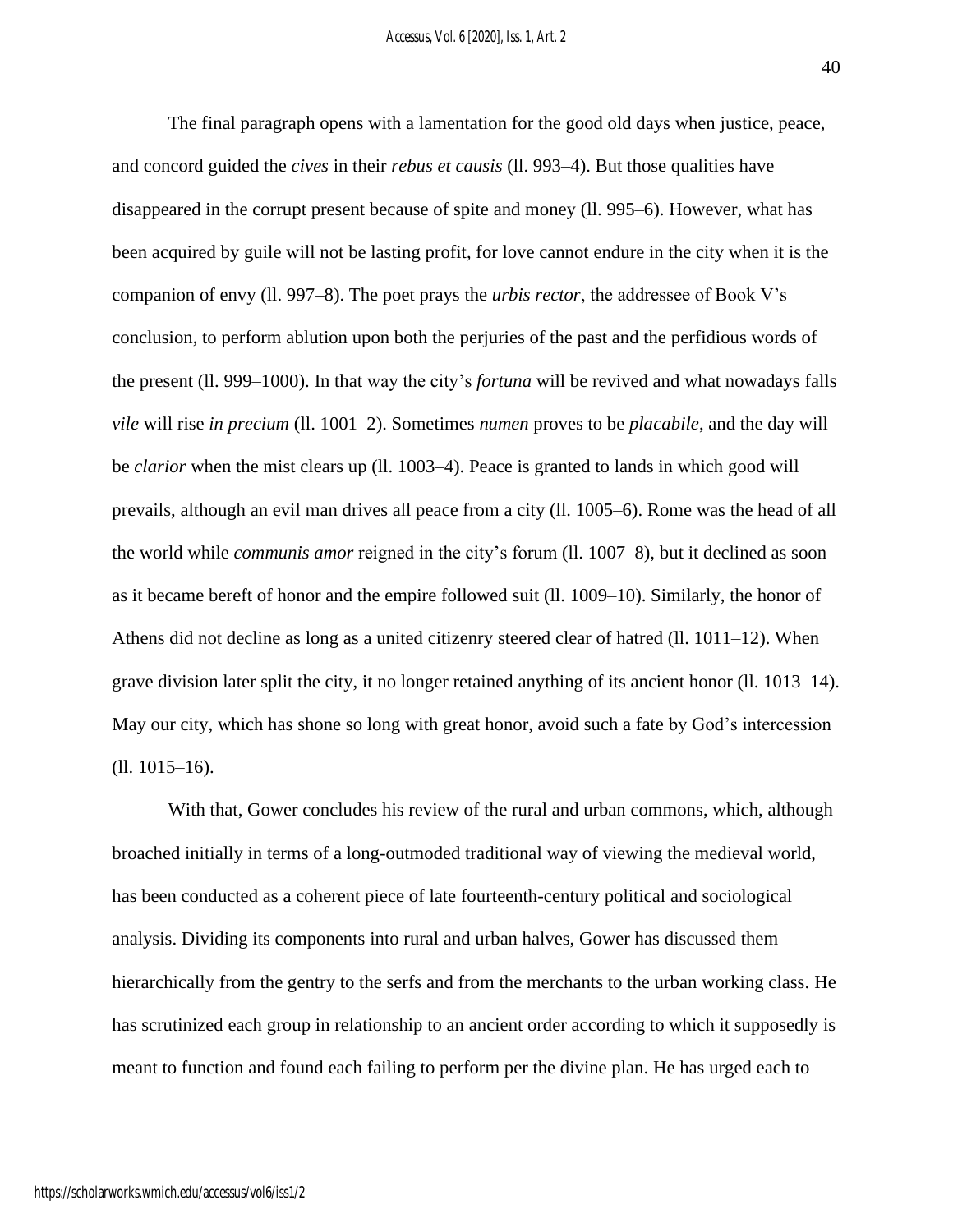The final paragraph opens with a lamentation for the good old days when justice, peace, and concord guided the *cives* in their *rebus et causis* (ll. 993–4). But those qualities have disappeared in the corrupt present because of spite and money (ll. 995–6). However, what has been acquired by guile will not be lasting profit, for love cannot endure in the city when it is the companion of envy (ll. 997–8). The poet prays the *urbis rector*, the addressee of Book V's conclusion, to perform ablution upon both the perjuries of the past and the perfidious words of the present (ll. 999–1000). In that way the city's *fortuna* will be revived and what nowadays falls *vile* will rise *in precium* (ll. 1001–2). Sometimes *numen* proves to be *placabile*, and the day will be *clarior* when the mist clears up (ll. 1003–4). Peace is granted to lands in which good will prevails, although an evil man drives all peace from a city (ll. 1005–6). Rome was the head of all the world while *communis amor* reigned in the city's forum (ll. 1007–8), but it declined as soon as it became bereft of honor and the empire followed suit (ll. 1009–10). Similarly, the honor of Athens did not decline as long as a united citizenry steered clear of hatred (ll. 1011–12). When grave division later split the city, it no longer retained anything of its ancient honor (ll. 1013–14). May our city, which has shone so long with great honor, avoid such a fate by God's intercession (ll. 1015–16).

With that, Gower concludes his review of the rural and urban commons, which, although broached initially in terms of a long-outmoded traditional way of viewing the medieval world, has been conducted as a coherent piece of late fourteenth-century political and sociological analysis. Dividing its components into rural and urban halves, Gower has discussed them hierarchically from the gentry to the serfs and from the merchants to the urban working class. He has scrutinized each group in relationship to an ancient order according to which it supposedly is meant to function and found each failing to perform per the divine plan. He has urged each to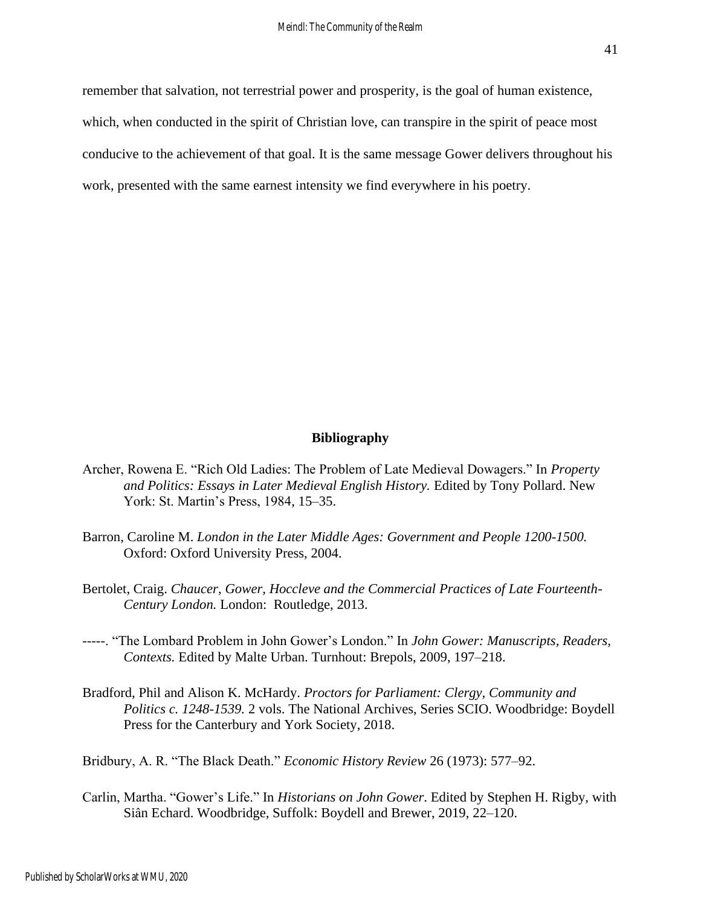remember that salvation, not terrestrial power and prosperity, is the goal of human existence, which, when conducted in the spirit of Christian love, can transpire in the spirit of peace most conducive to the achievement of that goal. It is the same message Gower delivers throughout his work, presented with the same earnest intensity we find everywhere in his poetry.

## Bibliography

Archer, Rowena E. "Rich Old Ladies: The Problem of Late Medieval Dowagers." In *Property and Politics: Essays in Later Medieval English History.* Edited by Tony Pollard. New York: St. Martin's Press, 1984, 15–35.

Barron, Caroline M. *London in the Later Middle Ages: Government and People 1200-1500.* Oxford: Oxford University Press, 2004.

Bertolet, Craig. *Chaucer, Gower, Hoccleve and the Commercial Practices of Late Fourteenth-Century London.* London: Routledge, 2013.

-----. "The Lombard Problem in John Gower's London." In *John Gower: Manuscripts, Readers, Contexts.* Edited by Malte Urban. Turnhout: Brepols, 2009, 197–218.

Bradford, Phil and Alison K. McHardy. *Proctors for Parliament: Clergy, Community and Politics c. 1248-1539.* 2 vols. The National Archives, Series SCIO. Woodbridge: Boydell Press for the Canterbury and York Society, 2018.

Bridbury, A. R. "The Black Death." *Economic History Review* 26 (1973): 577–92.

Carlin, Martha. "Gower's Life." In *Historians on John Gower*. Edited by Stephen H. Rigby, with Siân Echard. Woodbridge, Suffolk: Boydell and Brewer, 2019, 22–120.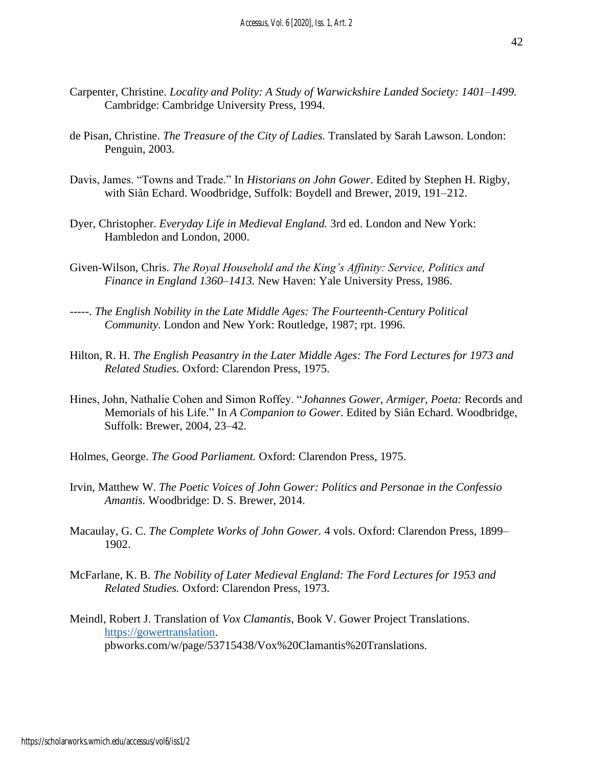Carpenter, Christine. *Locality and Polity: A Study of Warwickshire Landed Society: 1401–1499.* Cambridge: Cambridge University Press, 1994.

de Pisan, Christine. *The Treasure of the City of Ladies.* Translated by Sarah Lawson. London: Penguin, 2003.

Davis, James. "Towns and Trade." In *Historians on John Gower*. Edited by Stephen H. Rigby, with Siân Echard. Woodbridge, Suffolk: Boydell and Brewer, 2019, 191–212.

Dyer, Christopher. *Everyday Life in Medieval England.* 3rd ed. London and New York: Hambledon and London, 2000.

Given-Wilson, Chris. *The Royal Household and the King's Affinity: Service, Politics and Finance in England 1360–1413.* New Haven: Yale University Press, 1986.

-----. *The English Nobility in the Late Middle Ages: The Fourteenth-Century Political Community.* London and New York: Routledge, 1987; rpt. 1996.

Hilton, R. H. *The English Peasantry in the Later Middle Ages: The Ford Lectures for 1973 and Related Studies.* Oxford: Clarendon Press, 1975.

Hines, John, Nathalie Cohen and Simon Roffey. "*Johannes Gower, Armiger, Poeta:* Records and Memorials of his Life." In *A Companion to Gower*. Edited by Siân Echard. Woodbridge, Suffolk: Brewer, 2004, 23–42.

Holmes, George. *The Good Parliament.* Oxford: Clarendon Press, 1975.

Irvin, Matthew W. *The Poetic Voices of John Gower: Politics and Personae in the Confessio Amantis.* Woodbridge: D. S. Brewer, 2014.

Macaulay, G. C. *The Complete Works of John Gower.* 4 vols. Oxford: Clarendon Press, 1899–1902.

McFarlane, K. B. *The Nobility of Later Medieval England: The Ford Lectures for 1953 and Related Studies.* Oxford: Clarendon Press, 1973.

Meindl, Robert J. Translation of *Vox Clamantis*, Book V. Gower Project Translations. https://gowertranslation. pbworks.com/w/page/53715438/Vox%20Clamantis%20Translations.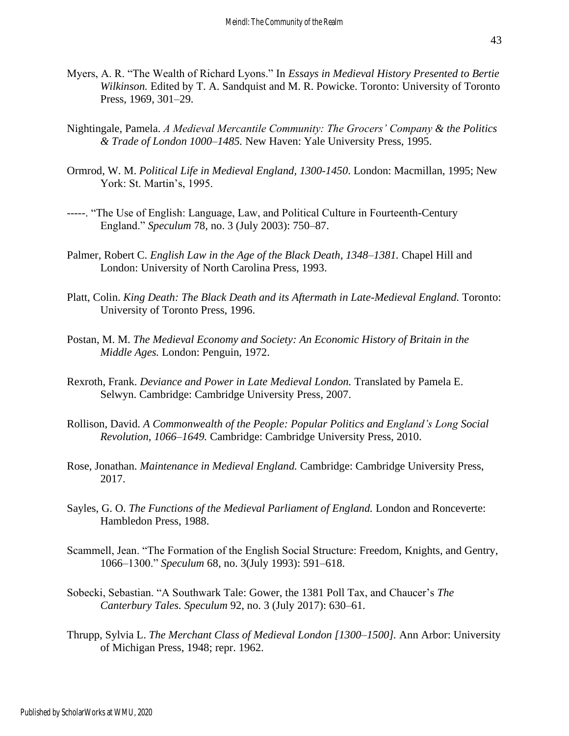Myers, A. R. "The Wealth of Richard Lyons." In *Essays in Medieval History Presented to Bertie Wilkinson.* Edited by T. A. Sandquist and M. R. Powicke. Toronto: University of Toronto Press, 1969, 301–29.

Nightingale, Pamela. *A Medieval Mercantile Community: The Grocers' Company & the Politics & Trade of London 1000–1485.* New Haven: Yale University Press, 1995.

Ormrod, W. M. *Political Life in Medieval England, 1300-1450*. London: Macmillan, 1995; New York: St. Martin's, 1995.

-----. "The Use of English: Language, Law, and Political Culture in Fourteenth-Century England." *Speculum* 78, no. 3 (July 2003): 750–87.

Palmer, Robert C. *English Law in the Age of the Black Death, 1348–1381.* Chapel Hill and London: University of North Carolina Press, 1993.

Platt, Colin. *King Death: The Black Death and its Aftermath in Late-Medieval England.* Toronto: University of Toronto Press, 1996.

Postan, M. M. *The Medieval Economy and Society: An Economic History of Britain in the Middle Ages.* London: Penguin, 1972.

Rexroth, Frank. *Deviance and Power in Late Medieval London.* Translated by Pamela E. Selwyn. Cambridge: Cambridge University Press, 2007.

Rollison, David. *A Commonwealth of the People: Popular Politics and England's Long Social Revolution, 1066–1649.* Cambridge: Cambridge University Press, 2010.

Rose, Jonathan. *Maintenance in Medieval England.* Cambridge: Cambridge University Press, 2017.

Sayles, G. O. *The Functions of the Medieval Parliament of England.* London and Ronceverte: Hambledon Press, 1988.

Scammell, Jean. "The Formation of the English Social Structure: Freedom, Knights, and Gentry, 1066–1300." *Speculum* 68, no. 3(July 1993): 591–618.

Sobecki, Sebastian. "A Southwark Tale: Gower, the 1381 Poll Tax, and Chaucer's *The Canterbury Tales. Speculum* 92, no. 3 (July 2017): 630–61.

Thrupp, Sylvia L. *The Merchant Class of Medieval London [1300–1500].* Ann Arbor: University of Michigan Press, 1948; repr. 1962.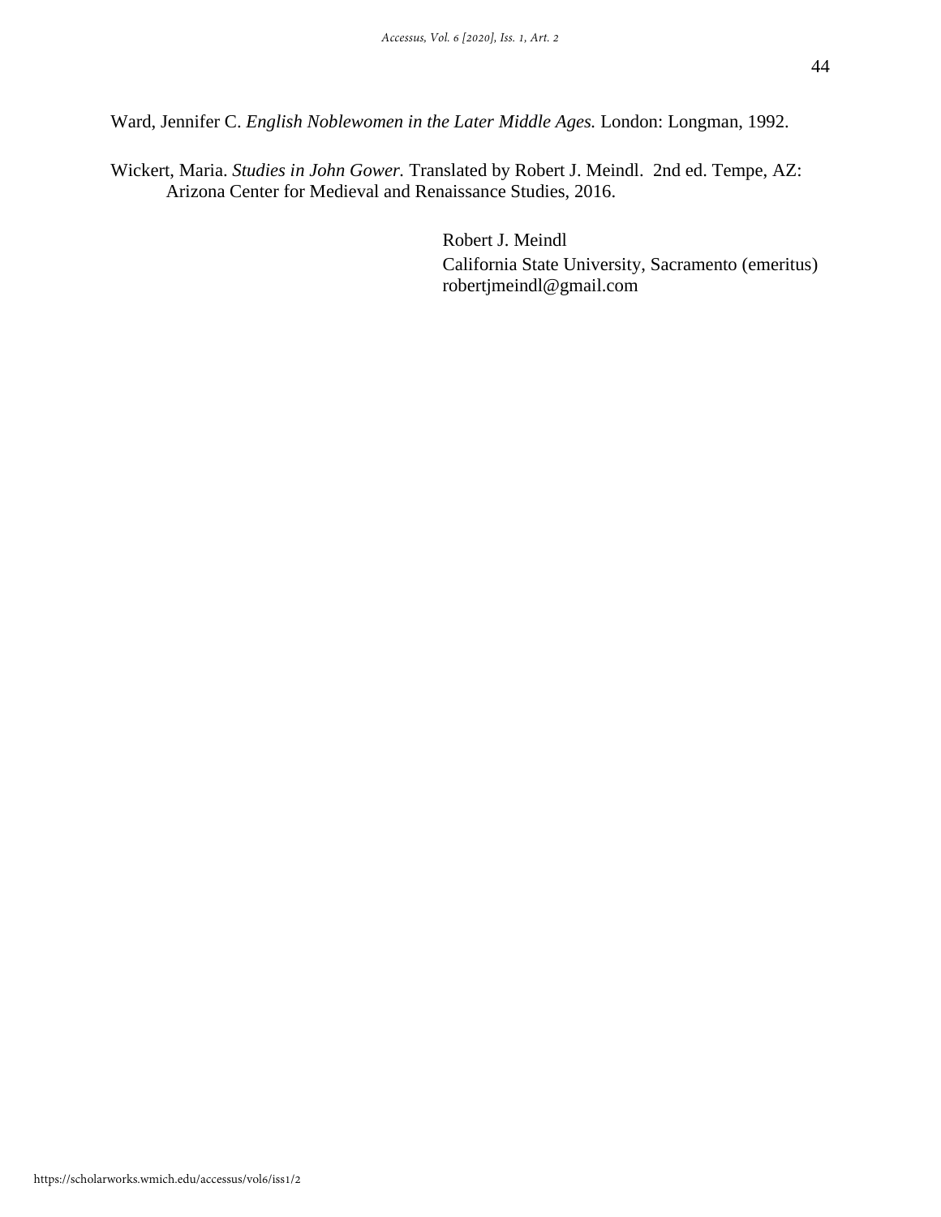Ward, Jennifer C. *English Noblewomen in the Later Middle Ages.* London: Longman, 1992.

Wickert, Maria. *Studies in John Gower.* Translated by Robert J. Meindl. 2nd ed. Tempe, AZ: Arizona Center for Medieval and Renaissance Studies, 2016.

Robert J. Meindl
California State University, Sacramento (emeritus)
robertjmeindl@gmail.com